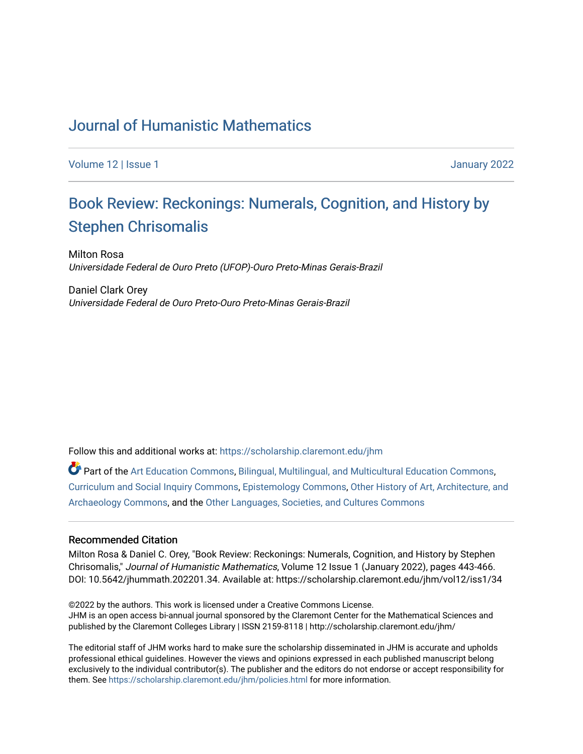# Journal of Humanistic Mathematics

Volume 12 | Issue 1 January 2022

## Book Review: Reckonings: Numerals, Cognition, and History by Stephen Chrisomalis

Milton Rosa
*Universidade Federal de Ouro Preto (UFOP)-Ouro Preto-Minas Gerais-Brazil*

Daniel Clark Orey
*Universidade Federal de Ouro Preto-Ouro Preto-Minas Gerais-Brazil*

Follow this and additional works at: https://scholarship.claremont.edu/jhm

Part of the Art Education Commons, Bilingual, Multilingual, and Multicultural Education Commons, Curriculum and Social Inquiry Commons, Epistemology Commons, Other History of Art, Architecture, and Archaeology Commons, and the Other Languages, Societies, and Cultures Commons

### Recommended Citation

Milton Rosa & Daniel C. Orey, "Book Review: Reckonings: Numerals, Cognition, and History by Stephen Chrisomalis," *Journal of Humanistic Mathematics*, Volume 12 Issue 1 (January 2022), pages 443-466. DOI: 10.5642/jhummath.202201.34. Available at: https://scholarship.claremont.edu/jhm/vol12/iss1/34

©2022 by the authors. This work is licensed under a Creative Commons License.
JHM is an open access bi-annual journal sponsored by the Claremont Center for the Mathematical Sciences and published by the Claremont Colleges Library | ISSN 2159-8118 | http://scholarship.claremont.edu/jhm/

The editorial staff of JHM works hard to make sure the scholarship disseminated in JHM is accurate and upholds professional ethical guidelines. However the views and opinions expressed in each published manuscript belong exclusively to the individual contributor(s). The publisher and the editors do not endorse or accept responsibility for them. See https://scholarship.claremont.edu/jhm/policies.html for more information.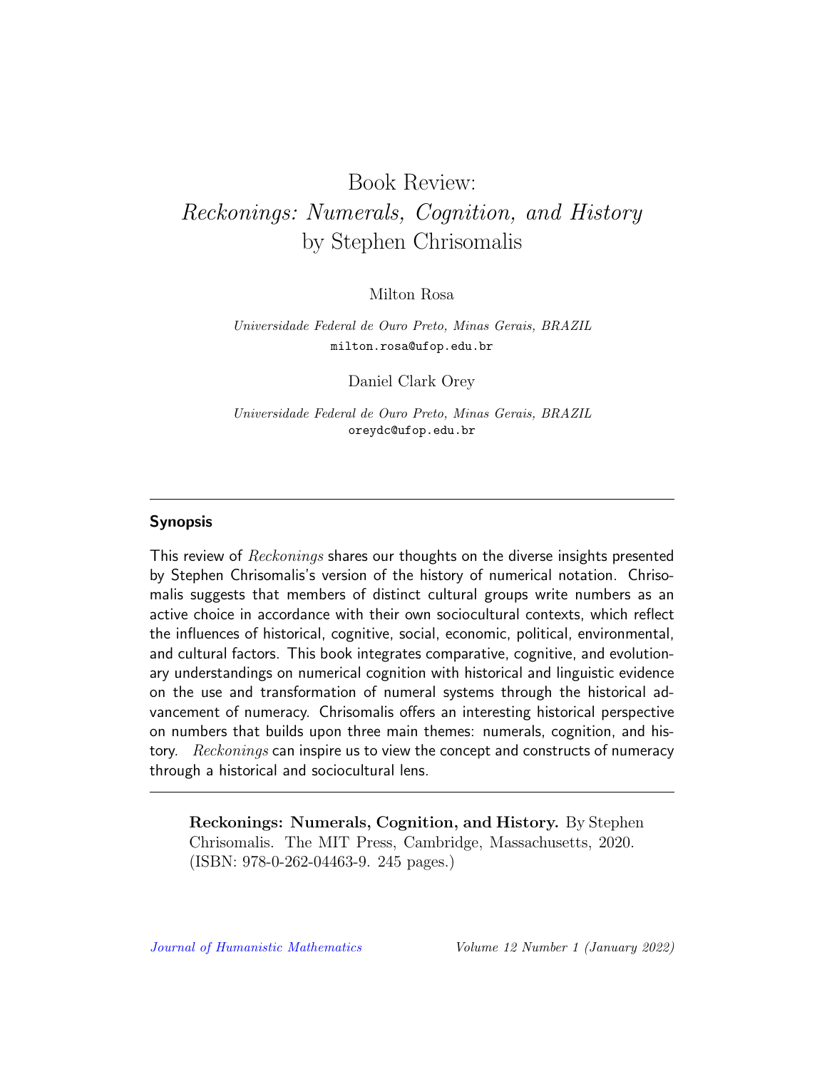# Book Review: *Reckonings: Numerals, Cognition, and History* by Stephen Chrisomalis

Milton Rosa

*Universidade Federal de Ouro Preto, Minas Gerais, BRAZIL*
milton.rosa@ufop.edu.br

Daniel Clark Orey

*Universidade Federal de Ouro Preto, Minas Gerais, BRAZIL*
oreydc@ufop.edu.br

---

## Synopsis

This review of *Reckonings* shares our thoughts on the diverse insights presented by Stephen Chrisomalis's version of the history of numerical notation. Chrisomalis suggests that members of distinct cultural groups write numbers as an active choice in accordance with their own sociocultural contexts, which reflect the influences of historical, cognitive, social, economic, political, environmental, and cultural factors. This book integrates comparative, cognitive, and evolutionary understandings on numerical cognition with historical and linguistic evidence on the use and transformation of numeral systems through the historical advancement of numeracy. Chrisomalis offers an interesting historical perspective on numbers that builds upon three main themes: numerals, cognition, and history. *Reckonings* can inspire us to view the concept and constructs of numeracy through a historical and sociocultural lens.

---

**Reckonings: Numerals, Cognition, and History.** By Stephen Chrisomalis. The MIT Press, Cambridge, Massachusetts, 2020. (ISBN: 978-0-262-04463-9. 245 pages.)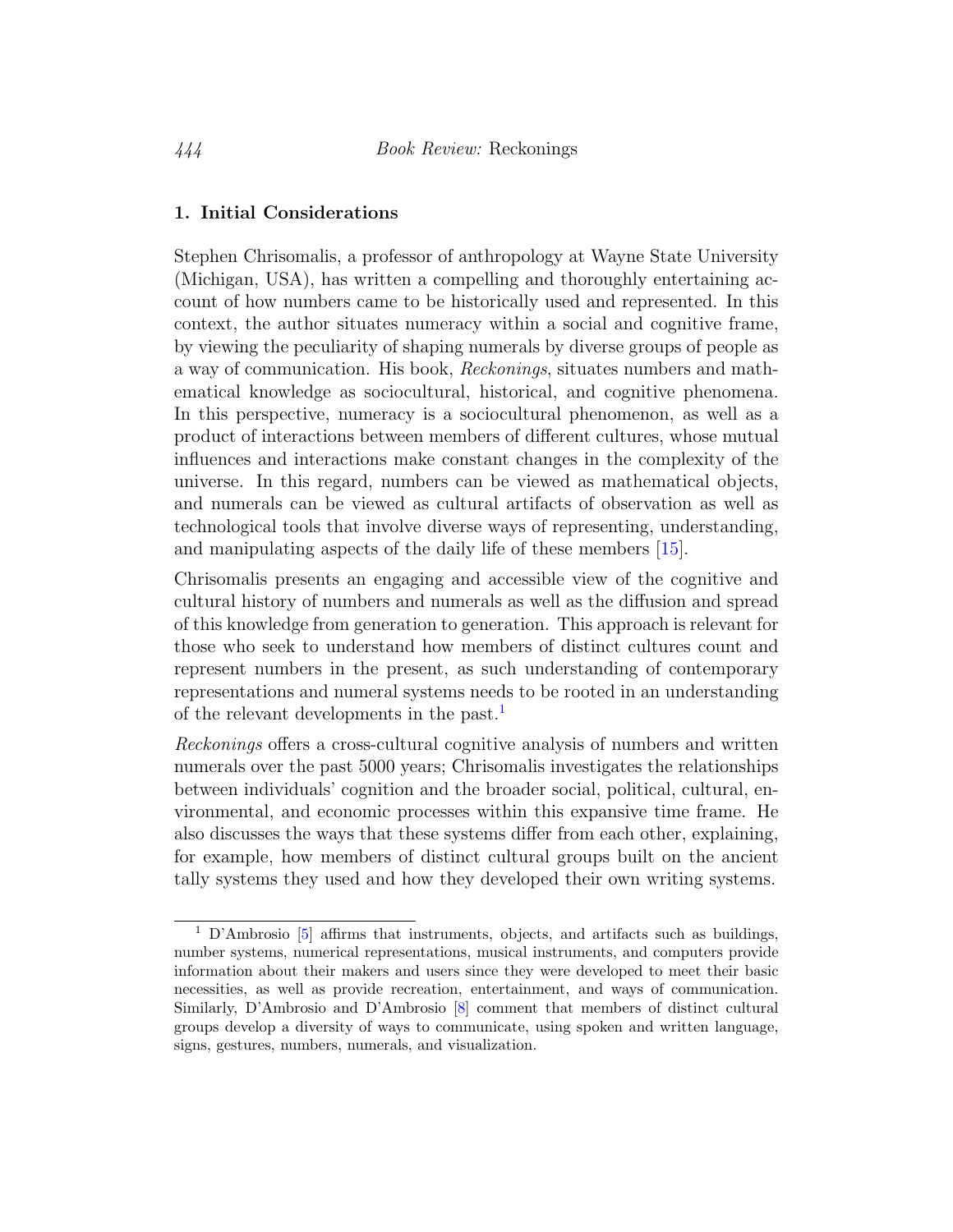## 1. Initial Considerations

Stephen Chrisomalis, a professor of anthropology at Wayne State University (Michigan, USA), has written a compelling and thoroughly entertaining account of how numbers came to be historically used and represented. In this context, the author situates numeracy within a social and cognitive frame, by viewing the peculiarity of shaping numerals by diverse groups of people as a way of communication. His book, *Reckonings*, situates numbers and mathematical knowledge as sociocultural, historical, and cognitive phenomena. In this perspective, numeracy is a sociocultural phenomenon, as well as a product of interactions between members of different cultures, whose mutual influences and interactions make constant changes in the complexity of the universe. In this regard, numbers can be viewed as mathematical objects, and numerals can be viewed as cultural artifacts of observation as well as technological tools that involve diverse ways of representing, understanding, and manipulating aspects of the daily life of these members [15].

Chrisomalis presents an engaging and accessible view of the cognitive and cultural history of numbers and numerals as well as the diffusion and spread of this knowledge from generation to generation. This approach is relevant for those who seek to understand how members of distinct cultures count and represent numbers in the present, as such understanding of contemporary representations and numeral systems needs to be rooted in an understanding of the relevant developments in the past.[1]

*Reckonings* offers a cross-cultural cognitive analysis of numbers and written numerals over the past 5000 years; Chrisomalis investigates the relationships between individuals' cognition and the broader social, political, cultural, environmental, and economic processes within this expansive time frame. He also discusses the ways that these systems differ from each other, explaining, for example, how members of distinct cultural groups built on the ancient tally systems they used and how they developed their own writing systems.

---

[1] D'Ambrosio [5] affirms that instruments, objects, and artifacts such as buildings, number systems, numerical representations, musical instruments, and computers provide information about their makers and users since they were developed to meet their basic necessities, as well as provide recreation, entertainment, and ways of communication. Similarly, D'Ambrosio and D'Ambrosio [8] comment that members of distinct cultural groups develop a diversity of ways to communicate, using spoken and written language, signs, gestures, numbers, numerals, and visualization.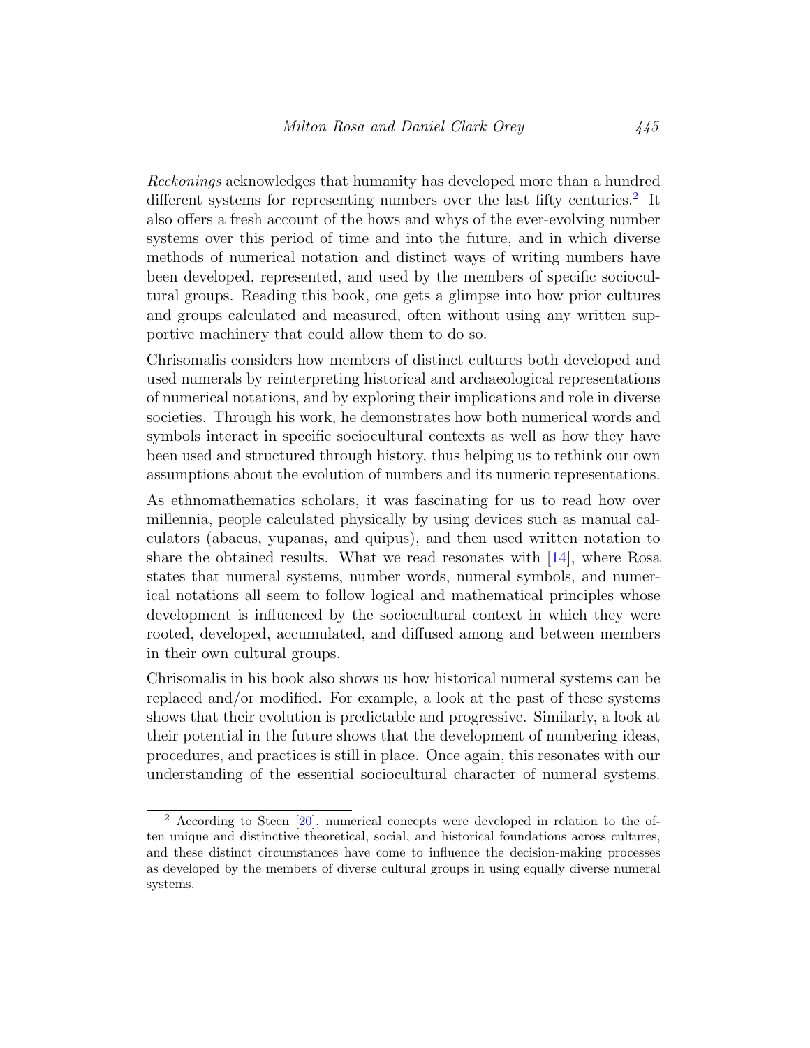*Reckonings* acknowledges that humanity has developed more than a hundred different systems for representing numbers over the last fifty centuries.[2] It also offers a fresh account of the hows and whys of the ever-evolving number systems over this period of time and into the future, and in which diverse methods of numerical notation and distinct ways of writing numbers have been developed, represented, and used by the members of specific sociocultural groups. Reading this book, one gets a glimpse into how prior cultures and groups calculated and measured, often without using any written supportive machinery that could allow them to do so.

Chrisomalis considers how members of distinct cultures both developed and used numerals by reinterpreting historical and archaeological representations of numerical notations, and by exploring their implications and role in diverse societies. Through his work, he demonstrates how both numerical words and symbols interact in specific sociocultural contexts as well as how they have been used and structured through history, thus helping us to rethink our own assumptions about the evolution of numbers and its numeric representations.

As ethnomathematics scholars, it was fascinating for us to read how over millennia, people calculated physically by using devices such as manual calculators (abacus, yupanas, and quipus), and then used written notation to share the obtained results. What we read resonates with [14], where Rosa states that numeral systems, number words, numeral symbols, and numerical notations all seem to follow logical and mathematical principles whose development is influenced by the sociocultural context in which they were rooted, developed, accumulated, and diffused among and between members in their own cultural groups.

Chrisomalis in his book also shows us how historical numeral systems can be replaced and/or modified. For example, a look at the past of these systems shows that their evolution is predictable and progressive. Similarly, a look at their potential in the future shows that the development of numbering ideas, procedures, and practices is still in place. Once again, this resonates with our understanding of the essential sociocultural character of numeral systems.

[2] According to Steen [20], numerical concepts were developed in relation to the often unique and distinctive theoretical, social, and historical foundations across cultures, and these distinct circumstances have come to influence the decision-making processes as developed by the members of diverse cultural groups in using equally diverse numeral systems.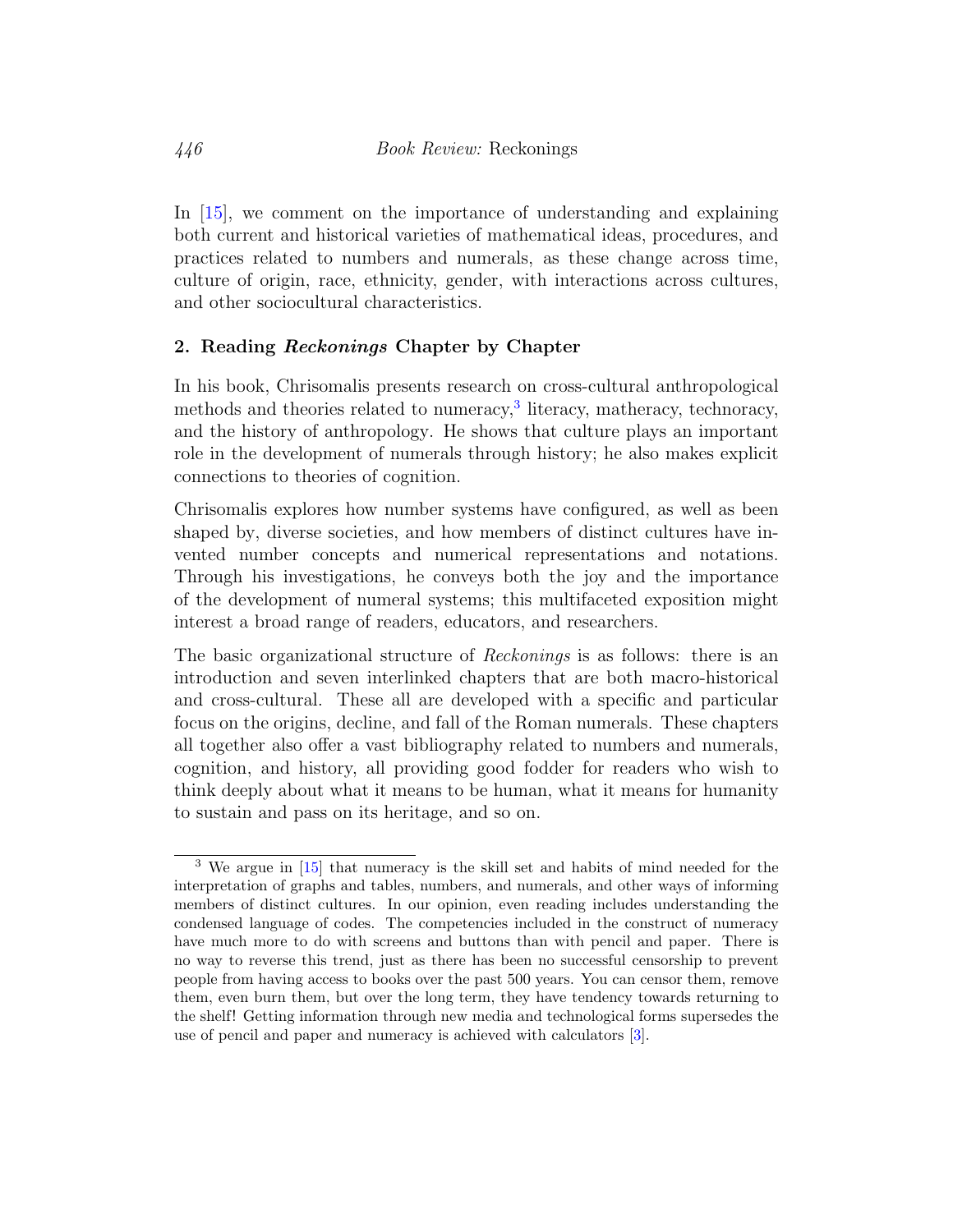In [15], we comment on the importance of understanding and explaining both current and historical varieties of mathematical ideas, procedures, and practices related to numbers and numerals, as these change across time, culture of origin, race, ethnicity, gender, with interactions across cultures, and other sociocultural characteristics.

## 2. Reading *Reckonings* Chapter by Chapter

In his book, Chrisomalis presents research on cross-cultural anthropological methods and theories related to numeracy,[3] literacy, matheracy, technoracy, and the history of anthropology. He shows that culture plays an important role in the development of numerals through history; he also makes explicit connections to theories of cognition.

Chrisomalis explores how number systems have configured, as well as been shaped by, diverse societies, and how members of distinct cultures have invented number concepts and numerical representations and notations. Through his investigations, he conveys both the joy and the importance of the development of numeral systems; this multifaceted exposition might interest a broad range of readers, educators, and researchers.

The basic organizational structure of *Reckonings* is as follows: there is an introduction and seven interlinked chapters that are both macro-historical and cross-cultural. These all are developed with a specific and particular focus on the origins, decline, and fall of the Roman numerals. These chapters all together also offer a vast bibliography related to numbers and numerals, cognition, and history, all providing good fodder for readers who wish to think deeply about what it means to be human, what it means for humanity to sustain and pass on its heritage, and so on.

---

[3] We argue in [15] that numeracy is the skill set and habits of mind needed for the interpretation of graphs and tables, numbers, and numerals, and other ways of informing members of distinct cultures. In our opinion, even reading includes understanding the condensed language of codes. The competencies included in the construct of numeracy have much more to do with screens and buttons than with pencil and paper. There is no way to reverse this trend, just as there has been no successful censorship to prevent people from having access to books over the past 500 years. You can censor them, remove them, even burn them, but over the long term, they have tendency towards returning to the shelf! Getting information through new media and technological forms supersedes the use of pencil and paper and numeracy is achieved with calculators [3].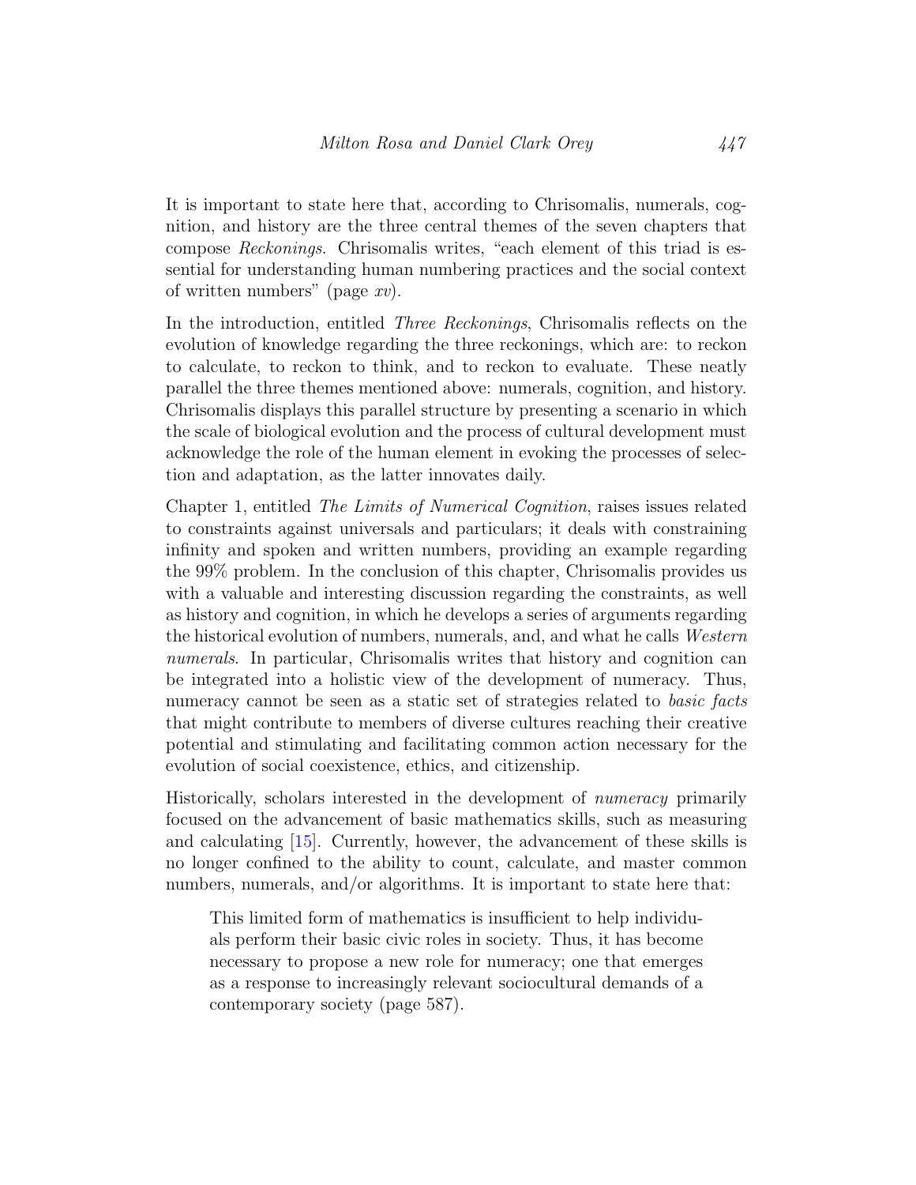It is important to state here that, according to Chrisomalis, numerals, cognition, and history are the three central themes of the seven chapters that compose *Reckonings*. Chrisomalis writes, "each element of this triad is essential for understanding human numbering practices and the social context of written numbers" (page *xv*).

In the introduction, entitled *Three Reckonings*, Chrisomalis reflects on the evolution of knowledge regarding the three reckonings, which are: to reckon to calculate, to reckon to think, and to reckon to evaluate. These neatly parallel the three themes mentioned above: numerals, cognition, and history. Chrisomalis displays this parallel structure by presenting a scenario in which the scale of biological evolution and the process of cultural development must acknowledge the role of the human element in evoking the processes of selection and adaptation, as the latter innovates daily.

Chapter 1, entitled *The Limits of Numerical Cognition*, raises issues related to constraints against universals and particulars; it deals with constraining infinity and spoken and written numbers, providing an example regarding the 99% problem. In the conclusion of this chapter, Chrisomalis provides us with a valuable and interesting discussion regarding the constraints, as well as history and cognition, in which he develops a series of arguments regarding the historical evolution of numbers, numerals, and, and what he calls *Western numerals*. In particular, Chrisomalis writes that history and cognition can be integrated into a holistic view of the development of numeracy. Thus, numeracy cannot be seen as a static set of strategies related to *basic facts* that might contribute to members of diverse cultures reaching their creative potential and stimulating and facilitating common action necessary for the evolution of social coexistence, ethics, and citizenship.

Historically, scholars interested in the development of *numeracy* primarily focused on the advancement of basic mathematics skills, such as measuring and calculating [15]. Currently, however, the advancement of these skills is no longer confined to the ability to count, calculate, and master common numbers, numerals, and/or algorithms. It is important to state here that:

> This limited form of mathematics is insufficient to help individuals perform their basic civic roles in society. Thus, it has become necessary to propose a new role for numeracy; one that emerges as a response to increasingly relevant sociocultural demands of a contemporary society (page 587).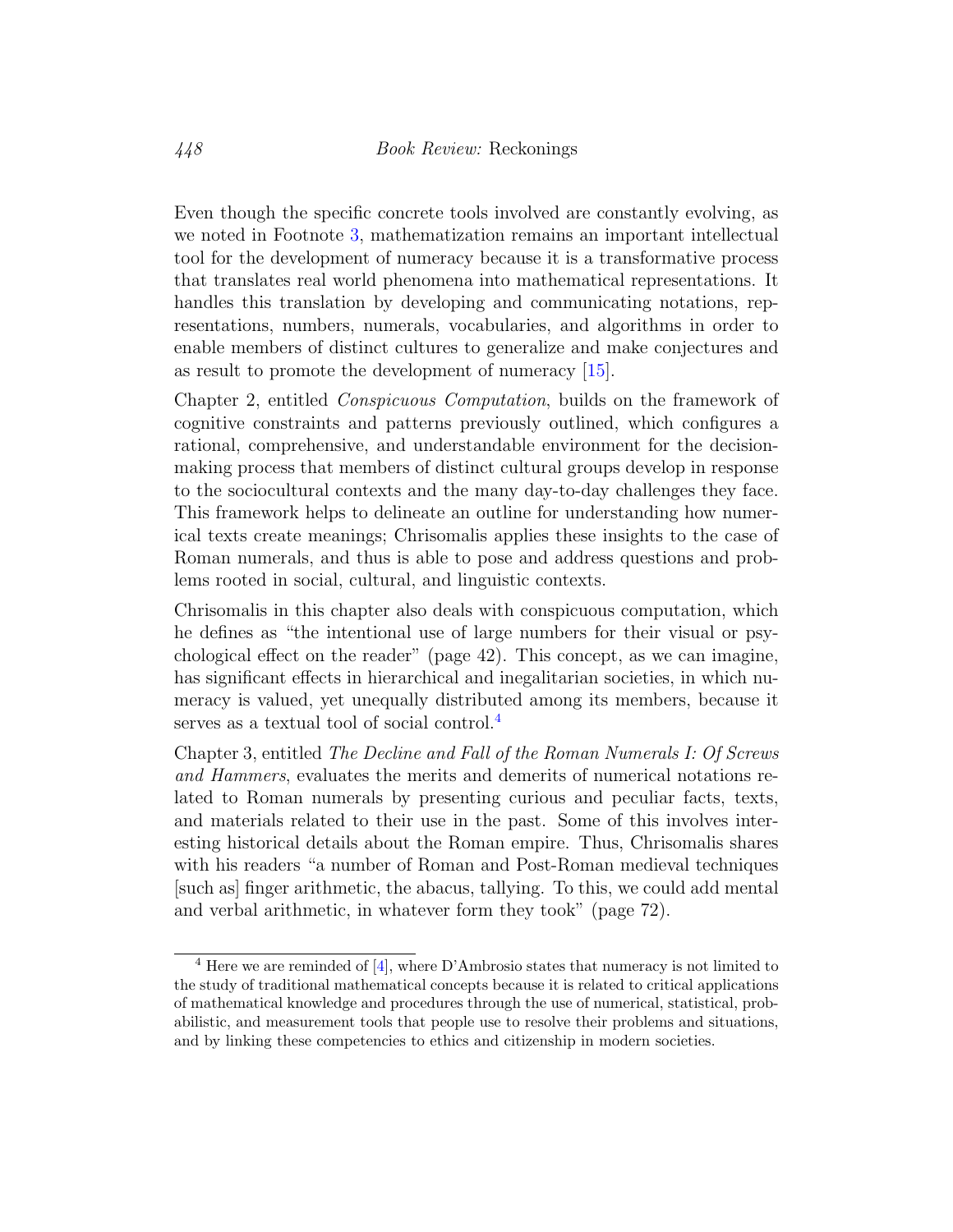Even though the specific concrete tools involved are constantly evolving, as we noted in Footnote 3, mathematization remains an important intellectual tool for the development of numeracy because it is a transformative process that translates real world phenomena into mathematical representations. It handles this translation by developing and communicating notations, representations, numbers, numerals, vocabularies, and algorithms in order to enable members of distinct cultures to generalize and make conjectures and as result to promote the development of numeracy [15].

Chapter 2, entitled *Conspicuous Computation*, builds on the framework of cognitive constraints and patterns previously outlined, which configures a rational, comprehensive, and understandable environment for the decision-making process that members of distinct cultural groups develop in response to the sociocultural contexts and the many day-to-day challenges they face. This framework helps to delineate an outline for understanding how numerical texts create meanings; Chrisomalis applies these insights to the case of Roman numerals, and thus is able to pose and address questions and problems rooted in social, cultural, and linguistic contexts.

Chrisomalis in this chapter also deals with conspicuous computation, which he defines as "the intentional use of large numbers for their visual or psychological effect on the reader" (page 42). This concept, as we can imagine, has significant effects in hierarchical and inegalitarian societies, in which numeracy is valued, yet unequally distributed among its members, because it serves as a textual tool of social control.[4]

Chapter 3, entitled *The Decline and Fall of the Roman Numerals I: Of Screws and Hammers*, evaluates the merits and demerits of numerical notations related to Roman numerals by presenting curious and peculiar facts, texts, and materials related to their use in the past. Some of this involves interesting historical details about the Roman empire. Thus, Chrisomalis shares with his readers "a number of Roman and Post-Roman medieval techniques [such as] finger arithmetic, the abacus, tallying. To this, we could add mental and verbal arithmetic, in whatever form they took" (page 72).

[4] Here we are reminded of [4], where D'Ambrosio states that numeracy is not limited to the study of traditional mathematical concepts because it is related to critical applications of mathematical knowledge and procedures through the use of numerical, statistical, probabilistic, and measurement tools that people use to resolve their problems and situations, and by linking these competencies to ethics and citizenship in modern societies.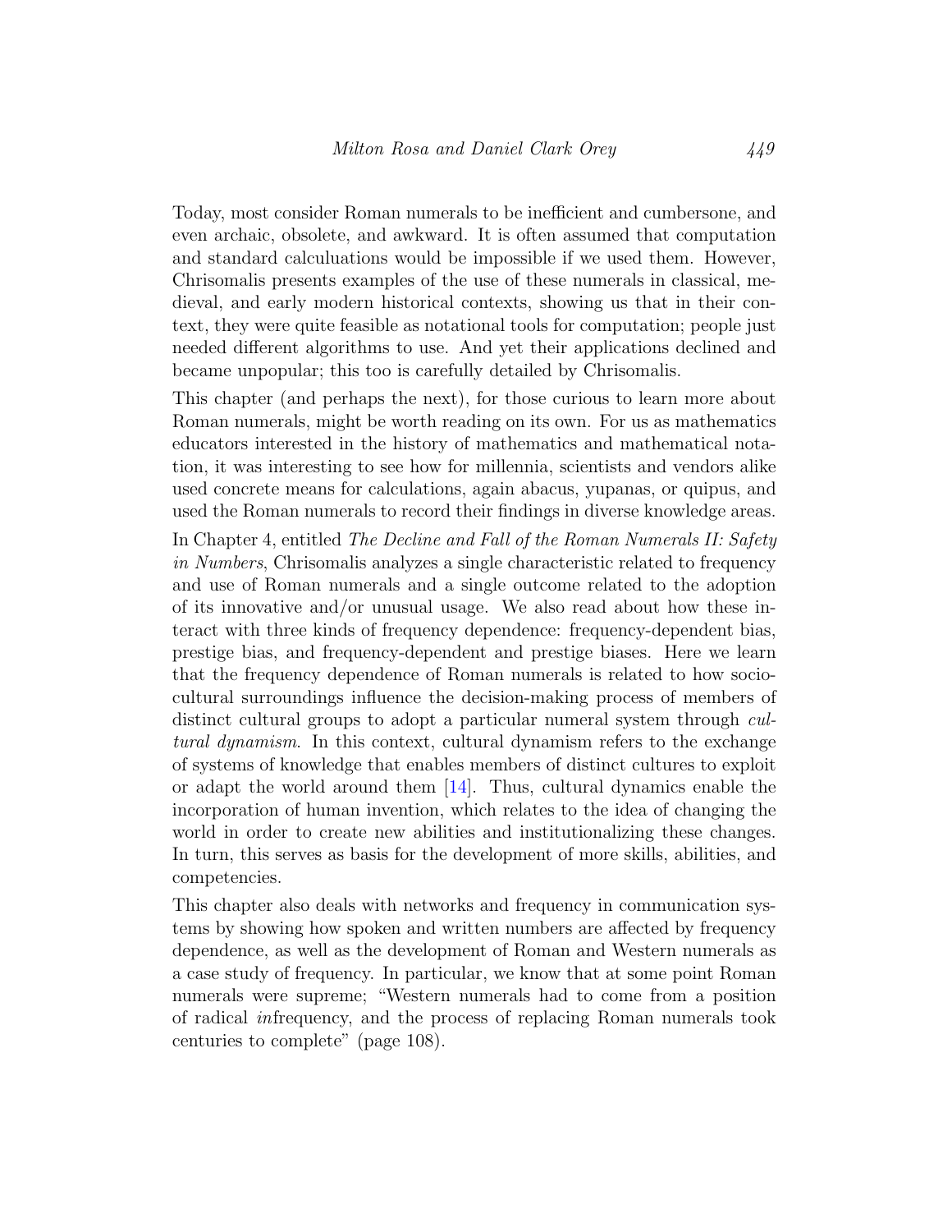Today, most consider Roman numerals to be inefficient and cumbersone, and even archaic, obsolete, and awkward. It is often assumed that computation and standard calculuations would be impossible if we used them. However, Chrisomalis presents examples of the use of these numerals in classical, medieval, and early modern historical contexts, showing us that in their context, they were quite feasible as notational tools for computation; people just needed different algorithms to use. And yet their applications declined and became unpopular; this too is carefully detailed by Chrisomalis.

This chapter (and perhaps the next), for those curious to learn more about Roman numerals, might be worth reading on its own. For us as mathematics educators interested in the history of mathematics and mathematical notation, it was interesting to see how for millennia, scientists and vendors alike used concrete means for calculations, again abacus, yupanas, or quipus, and used the Roman numerals to record their findings in diverse knowledge areas.

In Chapter 4, entitled *The Decline and Fall of the Roman Numerals II: Safety in Numbers*, Chrisomalis analyzes a single characteristic related to frequency and use of Roman numerals and a single outcome related to the adoption of its innovative and/or unusual usage. We also read about how these interact with three kinds of frequency dependence: frequency-dependent bias, prestige bias, and frequency-dependent and prestige biases. Here we learn that the frequency dependence of Roman numerals is related to how sociocultural surroundings influence the decision-making process of members of distinct cultural groups to adopt a particular numeral system through *cultural dynamism*. In this context, cultural dynamism refers to the exchange of systems of knowledge that enables members of distinct cultures to exploit or adapt the world around them [14]. Thus, cultural dynamics enable the incorporation of human invention, which relates to the idea of changing the world in order to create new abilities and institutionalizing these changes. In turn, this serves as basis for the development of more skills, abilities, and competencies.

This chapter also deals with networks and frequency in communication systems by showing how spoken and written numbers are affected by frequency dependence, as well as the development of Roman and Western numerals as a case study of frequency. In particular, we know that at some point Roman numerals were supreme; "Western numerals had to come from a position of radical *in*frequency, and the process of replacing Roman numerals took centuries to complete" (page 108).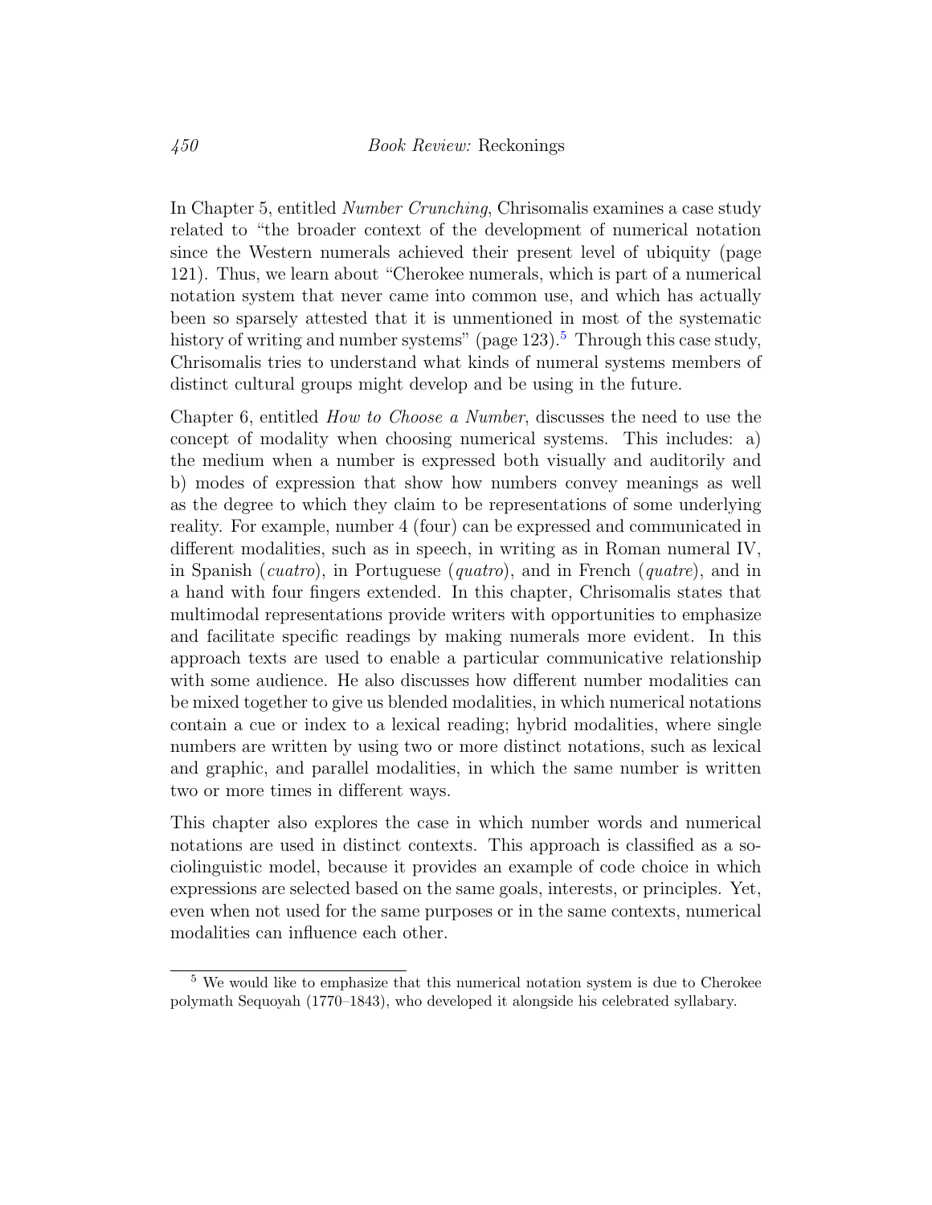In Chapter 5, entitled *Number Crunching*, Chrisomalis examines a case study related to "the broader context of the development of numerical notation since the Western numerals achieved their present level of ubiquity (page 121). Thus, we learn about "Cherokee numerals, which is part of a numerical notation system that never came into common use, and which has actually been so sparsely attested that it is unmentioned in most of the systematic history of writing and number systems" (page 123).[5] Through this case study, Chrisomalis tries to understand what kinds of numeral systems members of distinct cultural groups might develop and be using in the future.

Chapter 6, entitled *How to Choose a Number*, discusses the need to use the concept of modality when choosing numerical systems. This includes: a) the medium when a number is expressed both visually and auditorily and b) modes of expression that show how numbers convey meanings as well as the degree to which they claim to be representations of some underlying reality. For example, number 4 (four) can be expressed and communicated in different modalities, such as in speech, in writing as in Roman numeral IV, in Spanish (*cuatro*), in Portuguese (*quatro*), and in French (*quatre*), and in a hand with four fingers extended. In this chapter, Chrisomalis states that multimodal representations provide writers with opportunities to emphasize and facilitate specific readings by making numerals more evident. In this approach texts are used to enable a particular communicative relationship with some audience. He also discusses how different number modalities can be mixed together to give us blended modalities, in which numerical notations contain a cue or index to a lexical reading; hybrid modalities, where single numbers are written by using two or more distinct notations, such as lexical and graphic, and parallel modalities, in which the same number is written two or more times in different ways.

This chapter also explores the case in which number words and numerical notations are used in distinct contexts. This approach is classified as a sociolinguistic model, because it provides an example of code choice in which expressions are selected based on the same goals, interests, or principles. Yet, even when not used for the same purposes or in the same contexts, numerical modalities can influence each other.

[5] We would like to emphasize that this numerical notation system is due to Cherokee polymath Sequoyah (1770–1843), who developed it alongside his celebrated syllabary.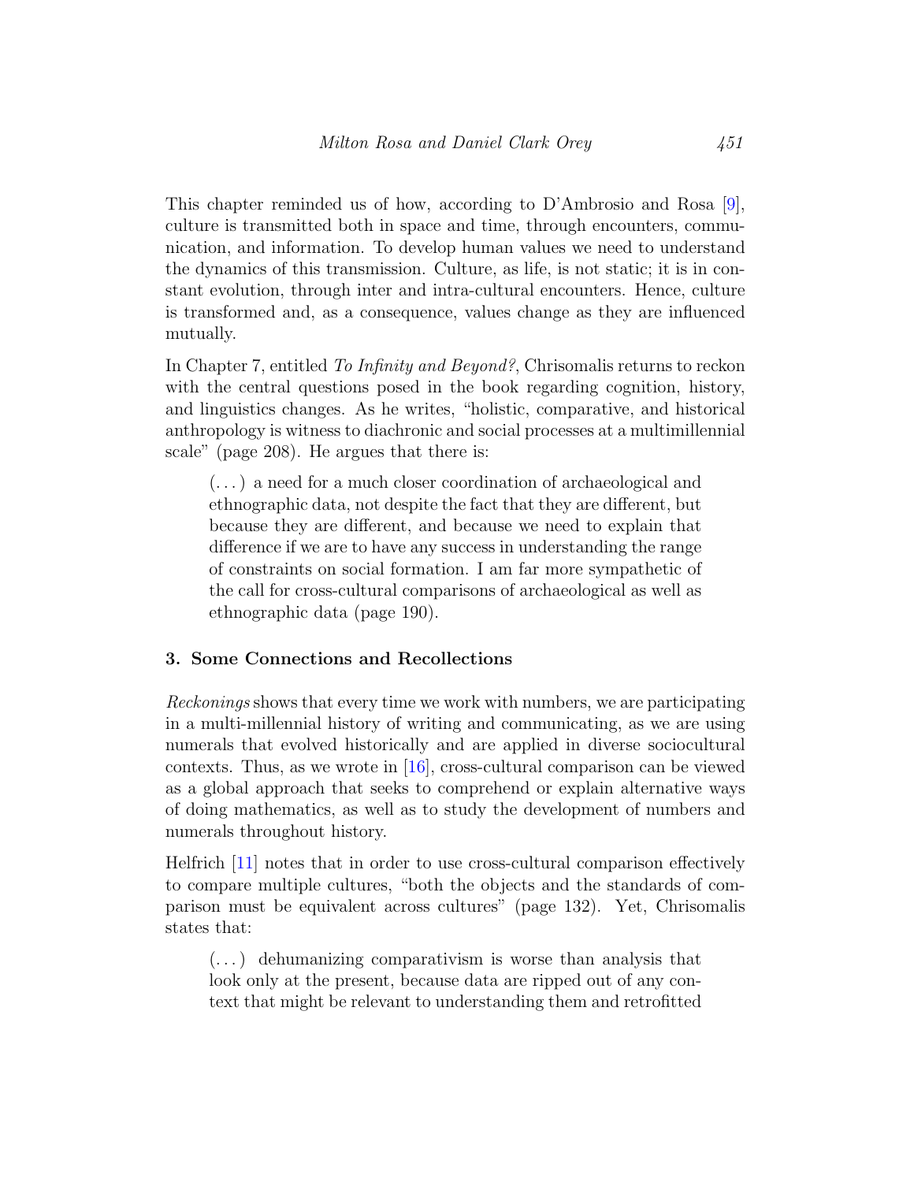This chapter reminded us of how, according to D'Ambrosio and Rosa [9], culture is transmitted both in space and time, through encounters, communication, and information. To develop human values we need to understand the dynamics of this transmission. Culture, as life, is not static; it is in constant evolution, through inter and intra-cultural encounters. Hence, culture is transformed and, as a consequence, values change as they are influenced mutually.

In Chapter 7, entitled *To Infinity and Beyond?*, Chrisomalis returns to reckon with the central questions posed in the book regarding cognition, history, and linguistics changes. As he writes, "holistic, comparative, and historical anthropology is witness to diachronic and social processes at a multimillennial scale" (page 208). He argues that there is:

> (...) a need for a much closer coordination of archaeological and ethnographic data, not despite the fact that they are different, but because they are different, and because we need to explain that difference if we are to have any success in understanding the range of constraints on social formation. I am far more sympathetic of the call for cross-cultural comparisons of archaeological as well as ethnographic data (page 190).

## 3. Some Connections and Recollections

*Reckonings* shows that every time we work with numbers, we are participating in a multi-millennial history of writing and communicating, as we are using numerals that evolved historically and are applied in diverse sociocultural contexts. Thus, as we wrote in [16], cross-cultural comparison can be viewed as a global approach that seeks to comprehend or explain alternative ways of doing mathematics, as well as to study the development of numbers and numerals throughout history.

Helfrich [11] notes that in order to use cross-cultural comparison effectively to compare multiple cultures, "both the objects and the standards of comparison must be equivalent across cultures" (page 132). Yet, Chrisomalis states that:

> (...) dehumanizing comparativism is worse than analysis that look only at the present, because data are ripped out of any context that might be relevant to understanding them and retrofitted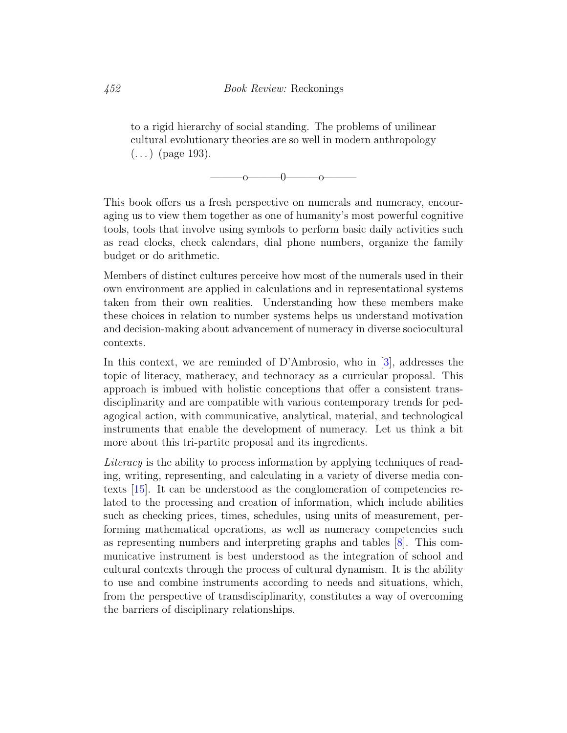> to a rigid hierarchy of social standing. The problems of unilinear cultural evolutionary theories are so well in modern anthropology (...) (page 193).

———o———0———o———

This book offers us a fresh perspective on numerals and numeracy, encouraging us to view them together as one of humanity's most powerful cognitive tools, tools that involve using symbols to perform basic daily activities such as read clocks, check calendars, dial phone numbers, organize the family budget or do arithmetic.

Members of distinct cultures perceive how most of the numerals used in their own environment are applied in calculations and in representational systems taken from their own realities. Understanding how these members make these choices in relation to number systems helps us understand motivation and decision-making about advancement of numeracy in diverse sociocultural contexts.

In this context, we are reminded of D'Ambrosio, who in [3], addresses the topic of literacy, matheracy, and technoracy as a curricular proposal. This approach is imbued with holistic conceptions that offer a consistent transdisciplinarity and are compatible with various contemporary trends for pedagogical action, with communicative, analytical, material, and technological instruments that enable the development of numeracy. Let us think a bit more about this tri-partite proposal and its ingredients.

*Literacy* is the ability to process information by applying techniques of reading, writing, representing, and calculating in a variety of diverse media contexts [15]. It can be understood as the conglomeration of competencies related to the processing and creation of information, which include abilities such as checking prices, times, schedules, using units of measurement, performing mathematical operations, as well as numeracy competencies such as representing numbers and interpreting graphs and tables [8]. This communicative instrument is best understood as the integration of school and cultural contexts through the process of cultural dynamism. It is the ability to use and combine instruments according to needs and situations, which, from the perspective of transdisciplinarity, constitutes a way of overcoming the barriers of disciplinary relationships.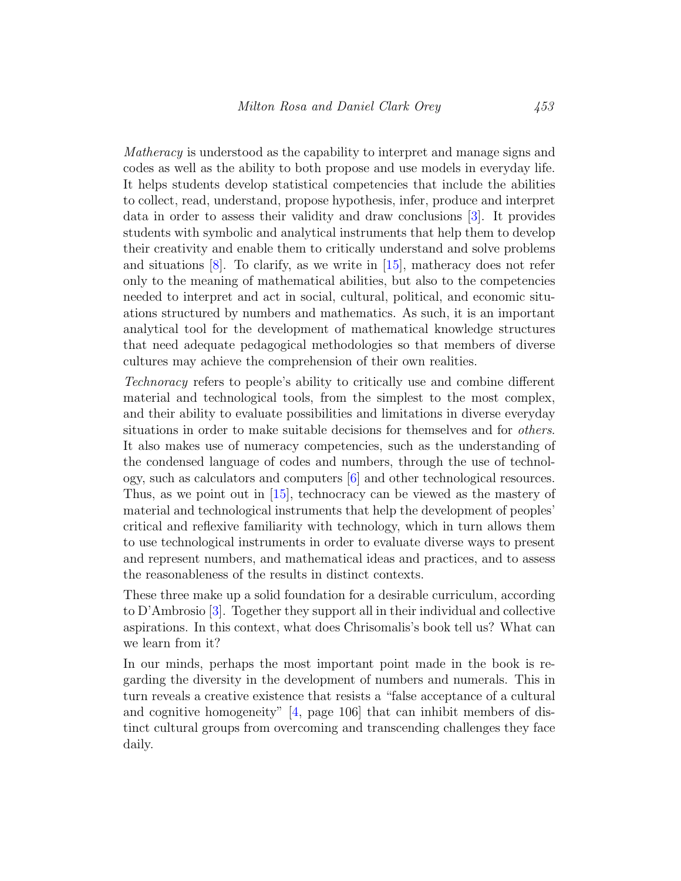*Matheracy* is understood as the capability to interpret and manage signs and codes as well as the ability to both propose and use models in everyday life. It helps students develop statistical competencies that include the abilities to collect, read, understand, propose hypothesis, infer, produce and interpret data in order to assess their validity and draw conclusions [3]. It provides students with symbolic and analytical instruments that help them to develop their creativity and enable them to critically understand and solve problems and situations [8]. To clarify, as we write in [15], matheracy does not refer only to the meaning of mathematical abilities, but also to the competencies needed to interpret and act in social, cultural, political, and economic situations structured by numbers and mathematics. As such, it is an important analytical tool for the development of mathematical knowledge structures that need adequate pedagogical methodologies so that members of diverse cultures may achieve the comprehension of their own realities.

*Technoracy* refers to people's ability to critically use and combine different material and technological tools, from the simplest to the most complex, and their ability to evaluate possibilities and limitations in diverse everyday situations in order to make suitable decisions for themselves and for *others*. It also makes use of numeracy competencies, such as the understanding of the condensed language of codes and numbers, through the use of technology, such as calculators and computers [6] and other technological resources. Thus, as we point out in [15], technocracy can be viewed as the mastery of material and technological instruments that help the development of peoples' critical and reflexive familiarity with technology, which in turn allows them to use technological instruments in order to evaluate diverse ways to present and represent numbers, and mathematical ideas and practices, and to assess the reasonableness of the results in distinct contexts.

These three make up a solid foundation for a desirable curriculum, according to D'Ambrosio [3]. Together they support all in their individual and collective aspirations. In this context, what does Chrisomalis's book tell us? What can we learn from it?

In our minds, perhaps the most important point made in the book is regarding the diversity in the development of numbers and numerals. This in turn reveals a creative existence that resists a "false acceptance of a cultural and cognitive homogeneity" [4, page 106] that can inhibit members of distinct cultural groups from overcoming and transcending challenges they face daily.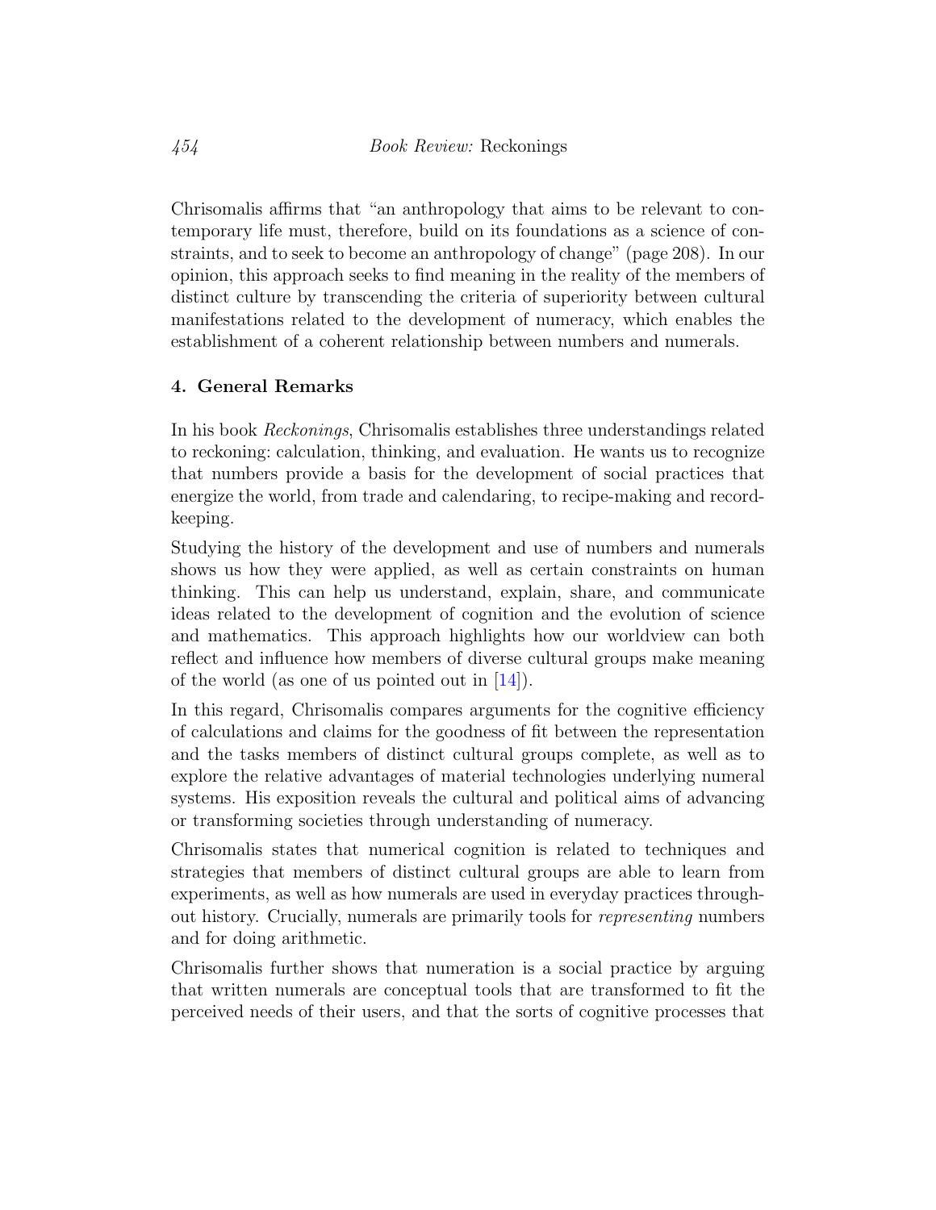Chrisomalis affirms that "an anthropology that aims to be relevant to contemporary life must, therefore, build on its foundations as a science of constraints, and to seek to become an anthropology of change" (page 208). In our opinion, this approach seeks to find meaning in the reality of the members of distinct culture by transcending the criteria of superiority between cultural manifestations related to the development of numeracy, which enables the establishment of a coherent relationship between numbers and numerals.

## 4. General Remarks

In his book *Reckonings*, Chrisomalis establishes three understandings related to reckoning: calculation, thinking, and evaluation. He wants us to recognize that numbers provide a basis for the development of social practices that energize the world, from trade and calendaring, to recipe-making and record-keeping.

Studying the history of the development and use of numbers and numerals shows us how they were applied, as well as certain constraints on human thinking. This can help us understand, explain, share, and communicate ideas related to the development of cognition and the evolution of science and mathematics. This approach highlights how our worldview can both reflect and influence how members of diverse cultural groups make meaning of the world (as one of us pointed out in [14]).

In this regard, Chrisomalis compares arguments for the cognitive efficiency of calculations and claims for the goodness of fit between the representation and the tasks members of distinct cultural groups complete, as well as to explore the relative advantages of material technologies underlying numeral systems. His exposition reveals the cultural and political aims of advancing or transforming societies through understanding of numeracy.

Chrisomalis states that numerical cognition is related to techniques and strategies that members of distinct cultural groups are able to learn from experiments, as well as how numerals are used in everyday practices throughout history. Crucially, numerals are primarily tools for *representing* numbers and for doing arithmetic.

Chrisomalis further shows that numeration is a social practice by arguing that written numerals are conceptual tools that are transformed to fit the perceived needs of their users, and that the sorts of cognitive processes that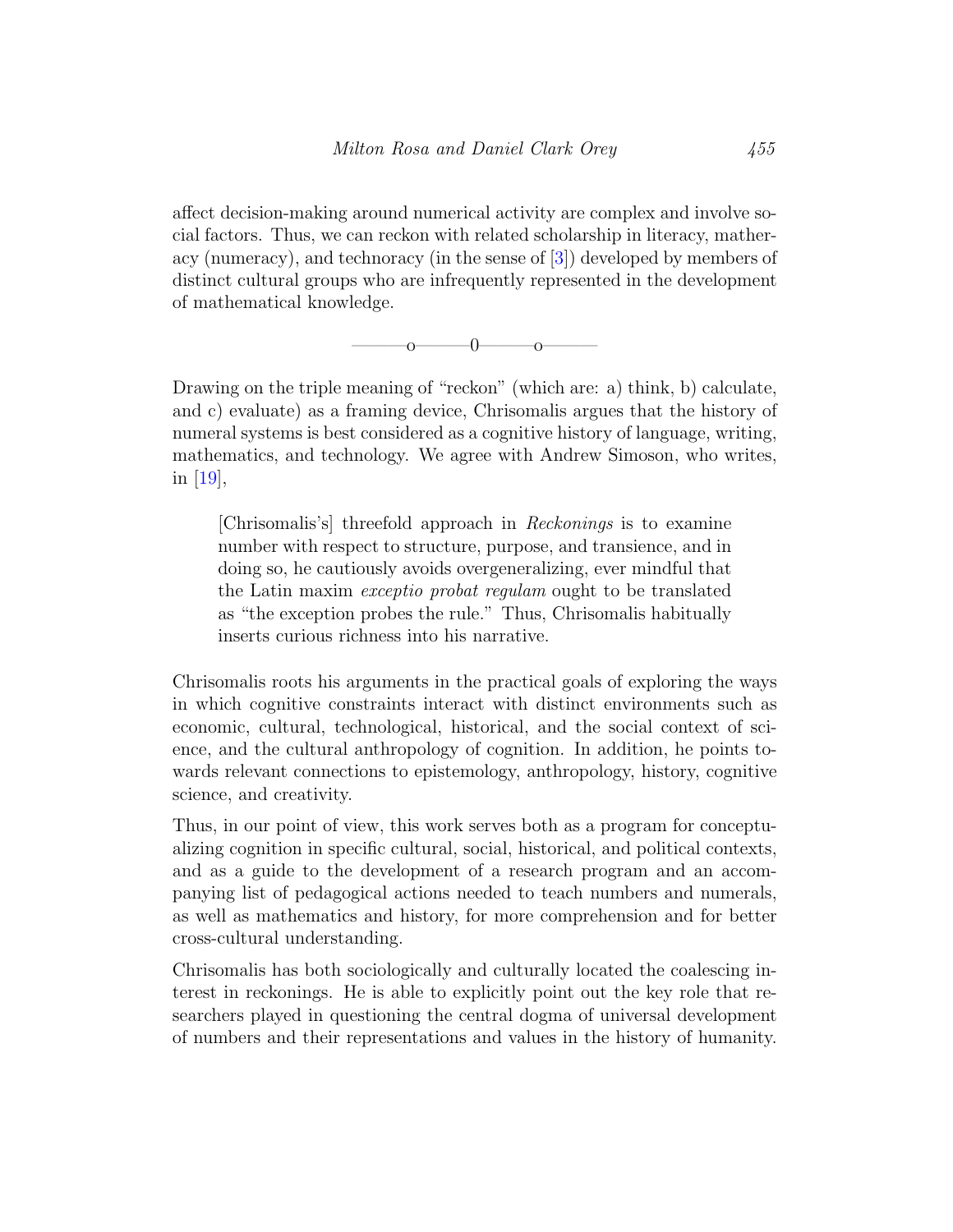affect decision-making around numerical activity are complex and involve social factors. Thus, we can reckon with related scholarship in literacy, matheracy (numeracy), and technoracy (in the sense of [3]) developed by members of distinct cultural groups who are infrequently represented in the development of mathematical knowledge.

———o———0———o———

Drawing on the triple meaning of "reckon" (which are: a) think, b) calculate, and c) evaluate) as a framing device, Chrisomalis argues that the history of numeral systems is best considered as a cognitive history of language, writing, mathematics, and technology. We agree with Andrew Simoson, who writes, in [19],

> [Chrisomalis's] threefold approach in *Reckonings* is to examine number with respect to structure, purpose, and transience, and in doing so, he cautiously avoids overgeneralizing, ever mindful that the Latin maxim *exceptio probat regulam* ought to be translated as "the exception probes the rule." Thus, Chrisomalis habitually inserts curious richness into his narrative.

Chrisomalis roots his arguments in the practical goals of exploring the ways in which cognitive constraints interact with distinct environments such as economic, cultural, technological, historical, and the social context of science, and the cultural anthropology of cognition. In addition, he points towards relevant connections to epistemology, anthropology, history, cognitive science, and creativity.

Thus, in our point of view, this work serves both as a program for conceptualizing cognition in specific cultural, social, historical, and political contexts, and as a guide to the development of a research program and an accompanying list of pedagogical actions needed to teach numbers and numerals, as well as mathematics and history, for more comprehension and for better cross-cultural understanding.

Chrisomalis has both sociologically and culturally located the coalescing interest in reckonings. He is able to explicitly point out the key role that researchers played in questioning the central dogma of universal development of numbers and their representations and values in the history of humanity.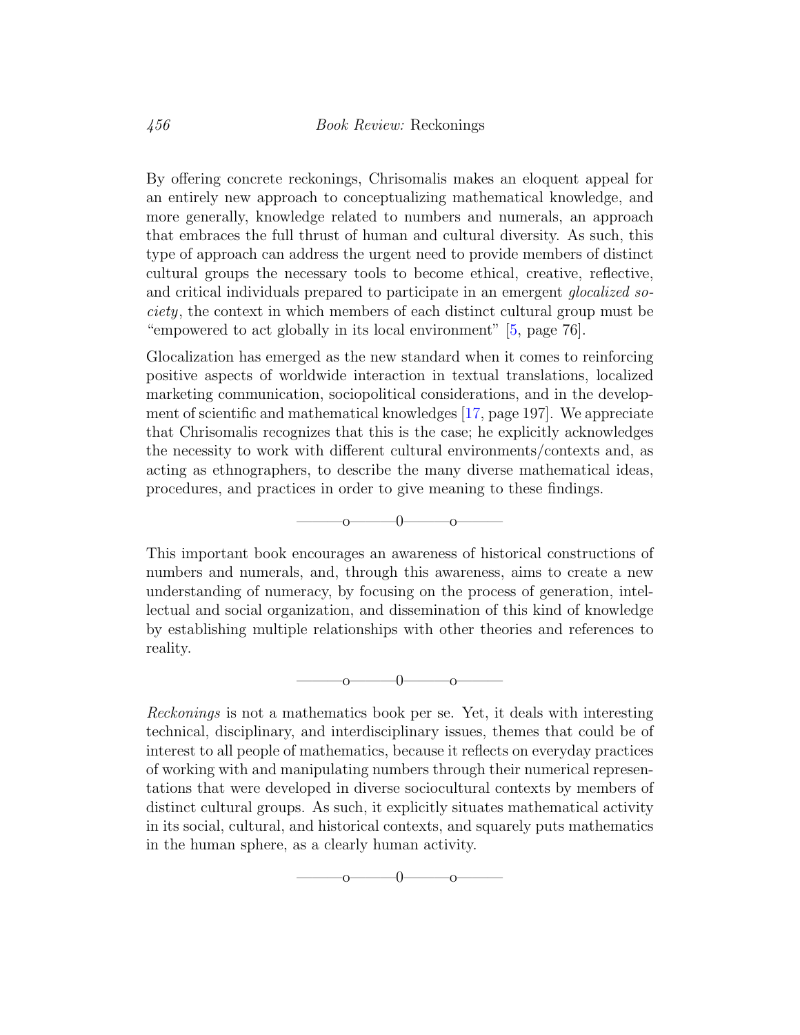By offering concrete reckonings, Chrisomalis makes an eloquent appeal for an entirely new approach to conceptualizing mathematical knowledge, and more generally, knowledge related to numbers and numerals, an approach that embraces the full thrust of human and cultural diversity. As such, this type of approach can address the urgent need to provide members of distinct cultural groups the necessary tools to become ethical, creative, reflective, and critical individuals prepared to participate in an emergent *glocalized society*, the context in which members of each distinct cultural group must be "empowered to act globally in its local environment" [5, page 76].

Glocalization has emerged as the new standard when it comes to reinforcing positive aspects of worldwide interaction in textual translations, localized marketing communication, sociopolitical considerations, and in the development of scientific and mathematical knowledges [17, page 197]. We appreciate that Chrisomalis recognizes that this is the case; he explicitly acknowledges the necessity to work with different cultural environments/contexts and, as acting as ethnographers, to describe the many diverse mathematical ideas, procedures, and practices in order to give meaning to these findings.

———o———0———o———

This important book encourages an awareness of historical constructions of numbers and numerals, and, through this awareness, aims to create a new understanding of numeracy, by focusing on the process of generation, intellectual and social organization, and dissemination of this kind of knowledge by establishing multiple relationships with other theories and references to reality.

———o———0———o———

*Reckonings* is not a mathematics book per se. Yet, it deals with interesting technical, disciplinary, and interdisciplinary issues, themes that could be of interest to all people of mathematics, because it reflects on everyday practices of working with and manipulating numbers through their numerical representations that were developed in diverse sociocultural contexts by members of distinct cultural groups. As such, it explicitly situates mathematical activity in its social, cultural, and historical contexts, and squarely puts mathematics in the human sphere, as a clearly human activity.

———o———0———o———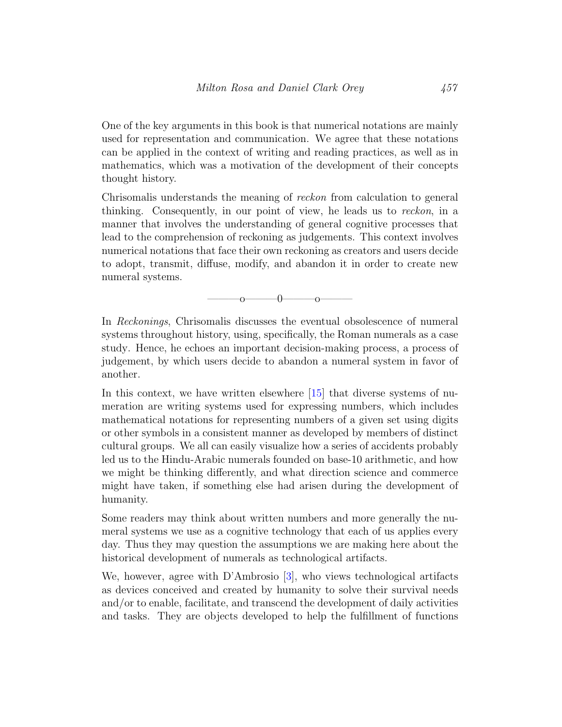One of the key arguments in this book is that numerical notations are mainly used for representation and communication. We agree that these notations can be applied in the context of writing and reading practices, as well as in mathematics, which was a motivation of the development of their concepts thought history.

Chrisomalis understands the meaning of *reckon* from calculation to general thinking. Consequently, in our point of view, he leads us to *reckon*, in a manner that involves the understanding of general cognitive processes that lead to the comprehension of reckoning as judgements. This context involves numerical notations that face their own reckoning as creators and users decide to adopt, transmit, diffuse, modify, and abandon it in order to create new numeral systems.

———o———0———o———

In *Reckonings*, Chrisomalis discusses the eventual obsolescence of numeral systems throughout history, using, specifically, the Roman numerals as a case study. Hence, he echoes an important decision-making process, a process of judgement, by which users decide to abandon a numeral system in favor of another.

In this context, we have written elsewhere [15] that diverse systems of numeration are writing systems used for expressing numbers, which includes mathematical notations for representing numbers of a given set using digits or other symbols in a consistent manner as developed by members of distinct cultural groups. We all can easily visualize how a series of accidents probably led us to the Hindu-Arabic numerals founded on base-10 arithmetic, and how we might be thinking differently, and what direction science and commerce might have taken, if something else had arisen during the development of humanity.

Some readers may think about written numbers and more generally the numeral systems we use as a cognitive technology that each of us applies every day. Thus they may question the assumptions we are making here about the historical development of numerals as technological artifacts.

We, however, agree with D'Ambrosio [3], who views technological artifacts as devices conceived and created by humanity to solve their survival needs and/or to enable, facilitate, and transcend the development of daily activities and tasks. They are objects developed to help the fulfillment of functions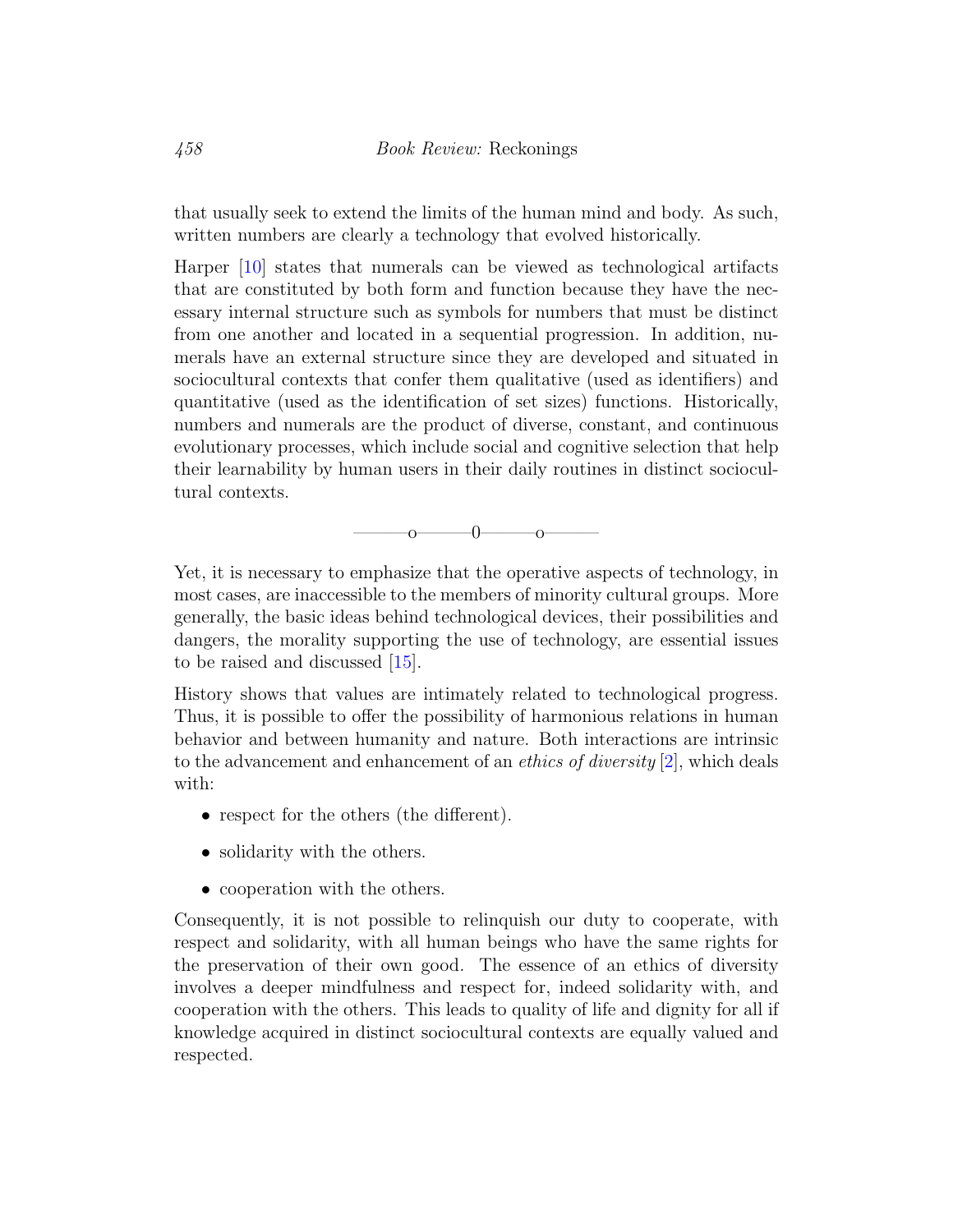that usually seek to extend the limits of the human mind and body. As such, written numbers are clearly a technology that evolved historically.

Harper [10] states that numerals can be viewed as technological artifacts that are constituted by both form and function because they have the necessary internal structure such as symbols for numbers that must be distinct from one another and located in a sequential progression. In addition, numerals have an external structure since they are developed and situated in sociocultural contexts that confer them qualitative (used as identifiers) and quantitative (used as the identification of set sizes) functions. Historically, numbers and numerals are the product of diverse, constant, and continuous evolutionary processes, which include social and cognitive selection that help their learnability by human users in their daily routines in distinct sociocultural contexts.

———o———0———o———

Yet, it is necessary to emphasize that the operative aspects of technology, in most cases, are inaccessible to the members of minority cultural groups. More generally, the basic ideas behind technological devices, their possibilities and dangers, the morality supporting the use of technology, are essential issues to be raised and discussed [15].

History shows that values are intimately related to technological progress. Thus, it is possible to offer the possibility of harmonious relations in human behavior and between humanity and nature. Both interactions are intrinsic to the advancement and enhancement of an *ethics of diversity* [2], which deals with:

- respect for the others (the different).
- solidarity with the others.
- cooperation with the others.

Consequently, it is not possible to relinquish our duty to cooperate, with respect and solidarity, with all human beings who have the same rights for the preservation of their own good. The essence of an ethics of diversity involves a deeper mindfulness and respect for, indeed solidarity with, and cooperation with the others. This leads to quality of life and dignity for all if knowledge acquired in distinct sociocultural contexts are equally valued and respected.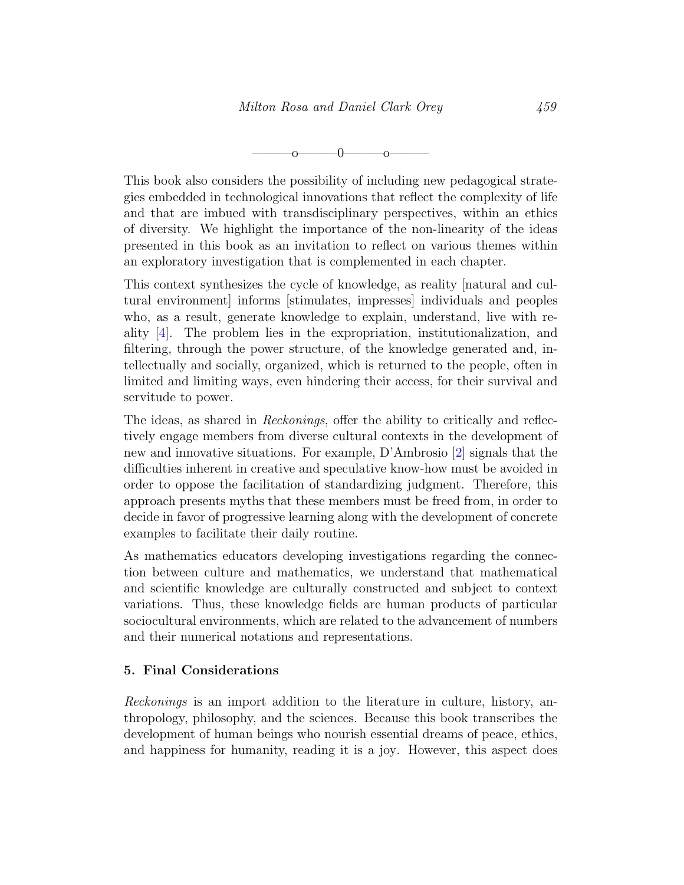———o———0———o———

This book also considers the possibility of including new pedagogical strategies embedded in technological innovations that reflect the complexity of life and that are imbued with transdisciplinary perspectives, within an ethics of diversity. We highlight the importance of the non-linearity of the ideas presented in this book as an invitation to reflect on various themes within an exploratory investigation that is complemented in each chapter.

This context synthesizes the cycle of knowledge, as reality [natural and cultural environment] informs [stimulates, impresses] individuals and peoples who, as a result, generate knowledge to explain, understand, live with reality [4]. The problem lies in the expropriation, institutionalization, and filtering, through the power structure, of the knowledge generated and, intellectually and socially, organized, which is returned to the people, often in limited and limiting ways, even hindering their access, for their survival and servitude to power.

The ideas, as shared in *Reckonings*, offer the ability to critically and reflectively engage members from diverse cultural contexts in the development of new and innovative situations. For example, D'Ambrosio [2] signals that the difficulties inherent in creative and speculative know-how must be avoided in order to oppose the facilitation of standardizing judgment. Therefore, this approach presents myths that these members must be freed from, in order to decide in favor of progressive learning along with the development of concrete examples to facilitate their daily routine.

As mathematics educators developing investigations regarding the connection between culture and mathematics, we understand that mathematical and scientific knowledge are culturally constructed and subject to context variations. Thus, these knowledge fields are human products of particular sociocultural environments, which are related to the advancement of numbers and their numerical notations and representations.

## 5. Final Considerations

*Reckonings* is an import addition to the literature in culture, history, anthropology, philosophy, and the sciences. Because this book transcribes the development of human beings who nourish essential dreams of peace, ethics, and happiness for humanity, reading it is a joy. However, this aspect does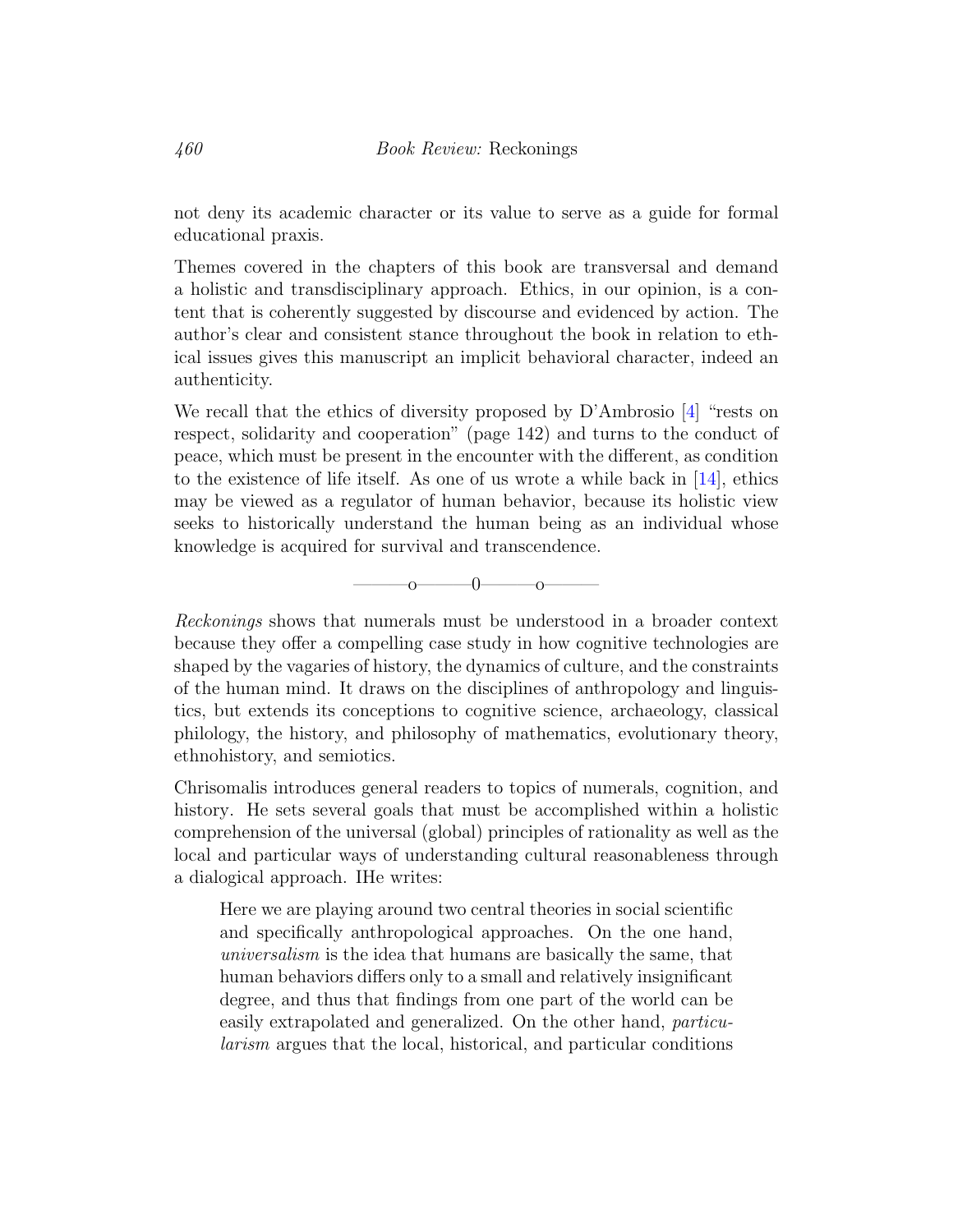not deny its academic character or its value to serve as a guide for formal educational praxis.

Themes covered in the chapters of this book are transversal and demand a holistic and transdisciplinary approach. Ethics, in our opinion, is a content that is coherently suggested by discourse and evidenced by action. The author's clear and consistent stance throughout the book in relation to ethical issues gives this manuscript an implicit behavioral character, indeed an authenticity.

We recall that the ethics of diversity proposed by D'Ambrosio [4] "rests on respect, solidarity and cooperation" (page 142) and turns to the conduct of peace, which must be present in the encounter with the different, as condition to the existence of life itself. As one of us wrote a while back in [14], ethics may be viewed as a regulator of human behavior, because its holistic view seeks to historically understand the human being as an individual whose knowledge is acquired for survival and transcendence.

———o———0———o———

*Reckonings* shows that numerals must be understood in a broader context because they offer a compelling case study in how cognitive technologies are shaped by the vagaries of history, the dynamics of culture, and the constraints of the human mind. It draws on the disciplines of anthropology and linguistics, but extends its conceptions to cognitive science, archaeology, classical philology, the history, and philosophy of mathematics, evolutionary theory, ethnohistory, and semiotics.

Chrisomalis introduces general readers to topics of numerals, cognition, and history. He sets several goals that must be accomplished within a holistic comprehension of the universal (global) principles of rationality as well as the local and particular ways of understanding cultural reasonableness through a dialogical approach. IHe writes:

> Here we are playing around two central theories in social scientific and specifically anthropological approaches. On the one hand, *universalism* is the idea that humans are basically the same, that human behaviors differs only to a small and relatively insignificant degree, and thus that findings from one part of the world can be easily extrapolated and generalized. On the other hand, *particularism* argues that the local, historical, and particular conditions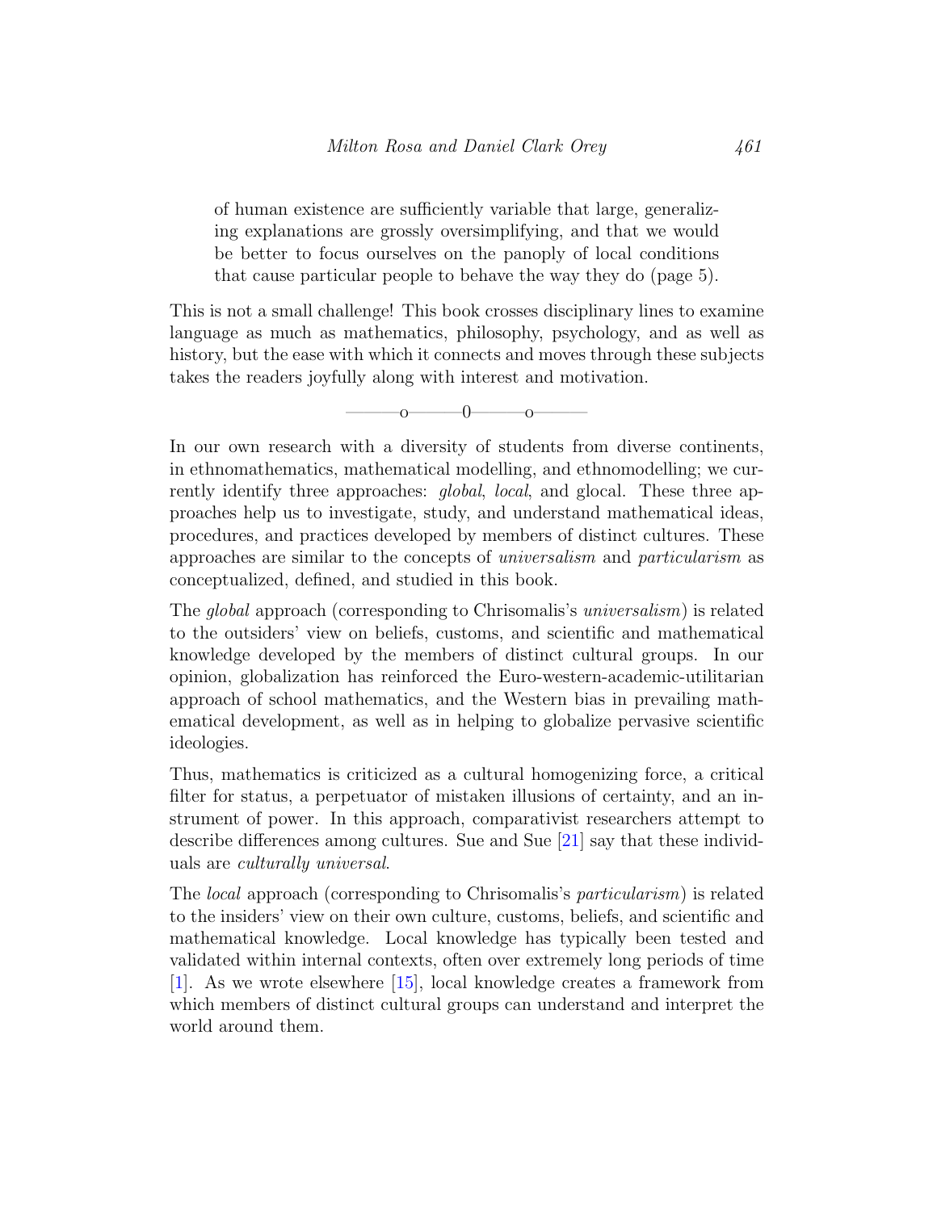> of human existence are sufficiently variable that large, generalizing explanations are grossly oversimplifying, and that we would be better to focus ourselves on the panoply of local conditions that cause particular people to behave the way they do (page 5).

This is not a small challenge! This book crosses disciplinary lines to examine language as much as mathematics, philosophy, psychology, and as well as history, but the ease with which it connects and moves through these subjects takes the readers joyfully along with interest and motivation.

———o———0———o———

In our own research with a diversity of students from diverse continents, in ethnomathematics, mathematical modelling, and ethnomodelling; we currently identify three approaches: *global*, *local*, and glocal. These three approaches help us to investigate, study, and understand mathematical ideas, procedures, and practices developed by members of distinct cultures. These approaches are similar to the concepts of *universalism* and *particularism* as conceptualized, defined, and studied in this book.

The *global* approach (corresponding to Chrisomalis's *universalism*) is related to the outsiders' view on beliefs, customs, and scientific and mathematical knowledge developed by the members of distinct cultural groups. In our opinion, globalization has reinforced the Euro-western-academic-utilitarian approach of school mathematics, and the Western bias in prevailing mathematical development, as well as in helping to globalize pervasive scientific ideologies.

Thus, mathematics is criticized as a cultural homogenizing force, a critical filter for status, a perpetuator of mistaken illusions of certainty, and an instrument of power. In this approach, comparativist researchers attempt to describe differences among cultures. Sue and Sue [21] say that these individuals are *culturally universal*.

The *local* approach (corresponding to Chrisomalis's *particularism*) is related to the insiders' view on their own culture, customs, beliefs, and scientific and mathematical knowledge. Local knowledge has typically been tested and validated within internal contexts, often over extremely long periods of time [1]. As we wrote elsewhere [15], local knowledge creates a framework from which members of distinct cultural groups can understand and interpret the world around them.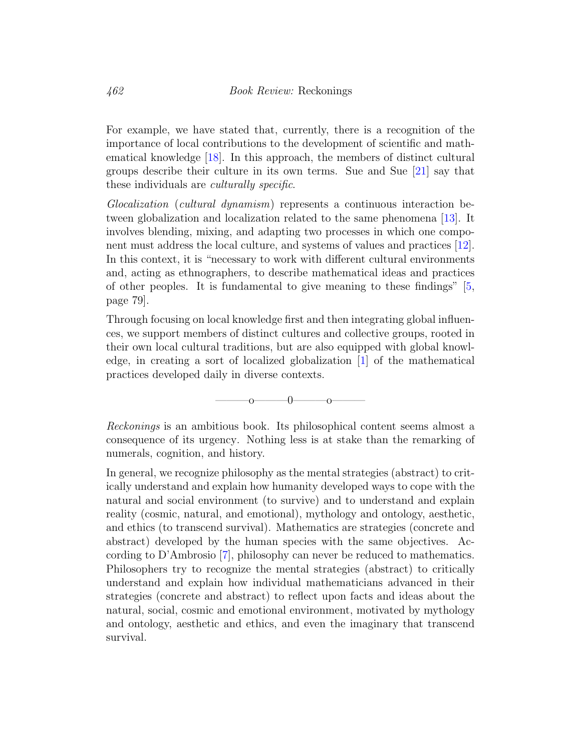For example, we have stated that, currently, there is a recognition of the importance of local contributions to the development of scientific and mathematical knowledge [18]. In this approach, the members of distinct cultural groups describe their culture in its own terms. Sue and Sue [21] say that these individuals are *culturally specific*.

*Glocalization* (*cultural dynamism*) represents a continuous interaction between globalization and localization related to the same phenomena [13]. It involves blending, mixing, and adapting two processes in which one component must address the local culture, and systems of values and practices [12]. In this context, it is "necessary to work with different cultural environments and, acting as ethnographers, to describe mathematical ideas and practices of other peoples. It is fundamental to give meaning to these findings" [5, page 79].

Through focusing on local knowledge first and then integrating global influences, we support members of distinct cultures and collective groups, rooted in their own local cultural traditions, but are also equipped with global knowledge, in creating a sort of localized globalization [1] of the mathematical practices developed daily in diverse contexts.

———o———0———o———

*Reckonings* is an ambitious book. Its philosophical content seems almost a consequence of its urgency. Nothing less is at stake than the remarking of numerals, cognition, and history.

In general, we recognize philosophy as the mental strategies (abstract) to critically understand and explain how humanity developed ways to cope with the natural and social environment (to survive) and to understand and explain reality (cosmic, natural, and emotional), mythology and ontology, aesthetic, and ethics (to transcend survival). Mathematics are strategies (concrete and abstract) developed by the human species with the same objectives. According to D'Ambrosio [7], philosophy can never be reduced to mathematics. Philosophers try to recognize the mental strategies (abstract) to critically understand and explain how individual mathematicians advanced in their strategies (concrete and abstract) to reflect upon facts and ideas about the natural, social, cosmic and emotional environment, motivated by mythology and ontology, aesthetic and ethics, and even the imaginary that transcend survival.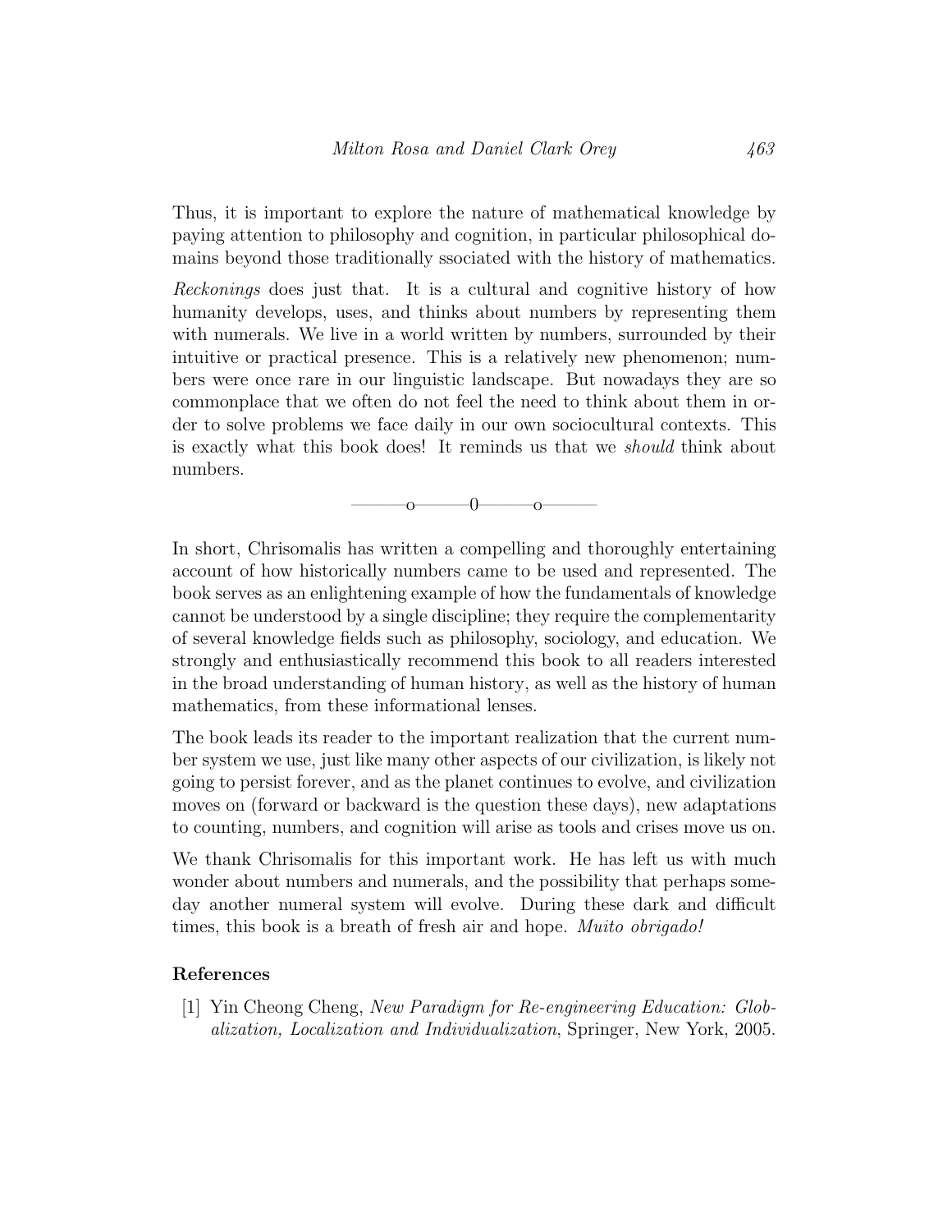Thus, it is important to explore the nature of mathematical knowledge by paying attention to philosophy and cognition, in particular philosophical domains beyond those traditionally ssociated with the history of mathematics.

*Reckonings* does just that. It is a cultural and cognitive history of how humanity develops, uses, and thinks about numbers by representing them with numerals. We live in a world written by numbers, surrounded by their intuitive or practical presence. This is a relatively new phenomenon; numbers were once rare in our linguistic landscape. But nowadays they are so commonplace that we often do not feel the need to think about them in order to solve problems we face daily in our own sociocultural contexts. This is exactly what this book does! It reminds us that we *should* think about numbers.

———o———0———o———

In short, Chrisomalis has written a compelling and thoroughly entertaining account of how historically numbers came to be used and represented. The book serves as an enlightening example of how the fundamentals of knowledge cannot be understood by a single discipline; they require the complementarity of several knowledge fields such as philosophy, sociology, and education. We strongly and enthusiastically recommend this book to all readers interested in the broad understanding of human history, as well as the history of human mathematics, from these informational lenses.

The book leads its reader to the important realization that the current number system we use, just like many other aspects of our civilization, is likely not going to persist forever, and as the planet continues to evolve, and civilization moves on (forward or backward is the question these days), new adaptations to counting, numbers, and cognition will arise as tools and crises move us on.

We thank Chrisomalis for this important work. He has left us with much wonder about numbers and numerals, and the possibility that perhaps someday another numeral system will evolve. During these dark and difficult times, this book is a breath of fresh air and hope. *Muito obrigado!*

## References

[1] Yin Cheong Cheng, *New Paradigm for Re-engineering Education: Globalization, Localization and Individualization*, Springer, New York, 2005.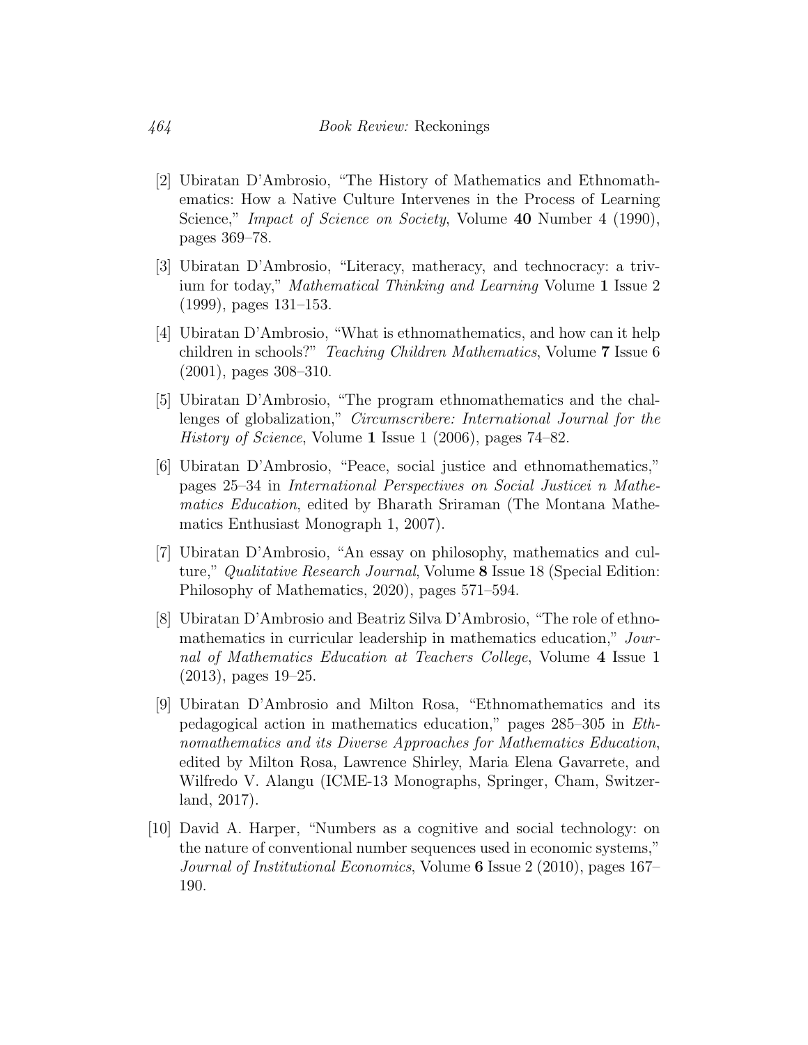[2] Ubiratan D'Ambrosio, "The History of Mathematics and Ethnomathematics: How a Native Culture Intervenes in the Process of Learning Science," *Impact of Science on Society*, Volume **40** Number 4 (1990), pages 369–78.

[3] Ubiratan D'Ambrosio, "Literacy, matheracy, and technocracy: a trivium for today," *Mathematical Thinking and Learning* Volume **1** Issue 2 (1999), pages 131–153.

[4] Ubiratan D'Ambrosio, "What is ethnomathematics, and how can it help children in schools?" *Teaching Children Mathematics*, Volume **7** Issue 6 (2001), pages 308–310.

[5] Ubiratan D'Ambrosio, "The program ethnomathematics and the challenges of globalization," *Circumscribere: International Journal for the History of Science*, Volume **1** Issue 1 (2006), pages 74–82.

[6] Ubiratan D'Ambrosio, "Peace, social justice and ethnomathematics," pages 25–34 in *International Perspectives on Social Justicei n Mathematics Education*, edited by Bharath Sriraman (The Montana Mathematics Enthusiast Monograph 1, 2007).

[7] Ubiratan D'Ambrosio, "An essay on philosophy, mathematics and culture," *Qualitative Research Journal*, Volume **8** Issue 18 (Special Edition: Philosophy of Mathematics, 2020), pages 571–594.

[8] Ubiratan D'Ambrosio and Beatriz Silva D'Ambrosio, "The role of ethnomathematics in curricular leadership in mathematics education," *Journal of Mathematics Education at Teachers College*, Volume **4** Issue 1 (2013), pages 19–25.

[9] Ubiratan D'Ambrosio and Milton Rosa, "Ethnomathematics and its pedagogical action in mathematics education," pages 285–305 in *Ethnomathematics and its Diverse Approaches for Mathematics Education*, edited by Milton Rosa, Lawrence Shirley, Maria Elena Gavarrete, and Wilfredo V. Alangu (ICME-13 Monographs, Springer, Cham, Switzerland, 2017).

[10] David A. Harper, "Numbers as a cognitive and social technology: on the nature of conventional number sequences used in economic systems," *Journal of Institutional Economics*, Volume **6** Issue 2 (2010), pages 167–190.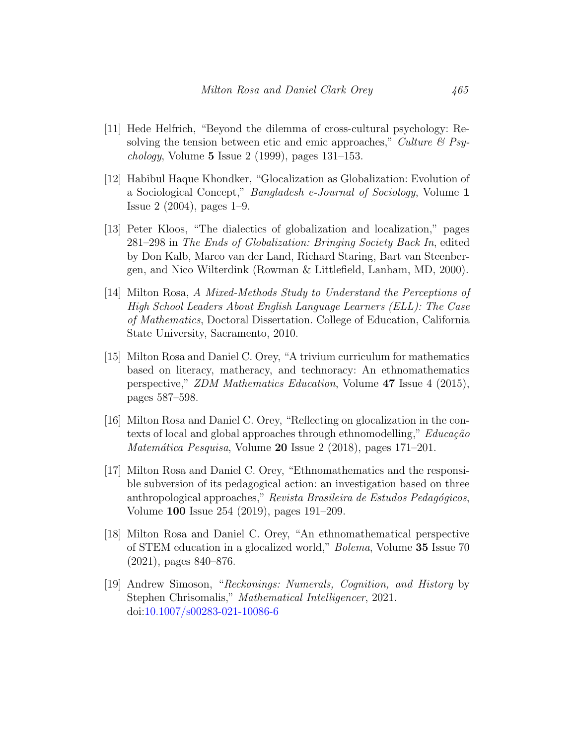[11] Hede Helfrich, "Beyond the dilemma of cross-cultural psychology: Resolving the tension between etic and emic approaches," *Culture & Psychology*, Volume **5** Issue 2 (1999), pages 131–153.

[12] Habibul Haque Khondker, "Glocalization as Globalization: Evolution of a Sociological Concept," *Bangladesh e-Journal of Sociology*, Volume **1** Issue 2 (2004), pages 1–9.

[13] Peter Kloos, "The dialectics of globalization and localization," pages 281–298 in *The Ends of Globalization: Bringing Society Back In*, edited by Don Kalb, Marco van der Land, Richard Staring, Bart van Steenbergen, and Nico Wilterdink (Rowman & Littlefield, Lanham, MD, 2000).

[14] Milton Rosa, *A Mixed-Methods Study to Understand the Perceptions of High School Leaders About English Language Learners (ELL): The Case of Mathematics*, Doctoral Dissertation. College of Education, California State University, Sacramento, 2010.

[15] Milton Rosa and Daniel C. Orey, "A trivium curriculum for mathematics based on literacy, matheracy, and technoracy: An ethnomathematics perspective," *ZDM Mathematics Education*, Volume **47** Issue 4 (2015), pages 587–598.

[16] Milton Rosa and Daniel C. Orey, "Reflecting on glocalization in the contexts of local and global approaches through ethnomodelling," *Educação Matemática Pesquisa*, Volume **20** Issue 2 (2018), pages 171–201.

[17] Milton Rosa and Daniel C. Orey, "Ethnomathematics and the responsible subversion of its pedagogical action: an investigation based on three anthropological approaches," *Revista Brasileira de Estudos Pedagógicos*, Volume **100** Issue 254 (2019), pages 191–209.

[18] Milton Rosa and Daniel C. Orey, "An ethnomathematical perspective of STEM education in a glocalized world," *Bolema*, Volume **35** Issue 70 (2021), pages 840–876.

[19] Andrew Simoson, "*Reckonings: Numerals, Cognition, and History* by Stephen Chrisomalis," *Mathematical Intelligencer*, 2021. doi:10.1007/s00283-021-10086-6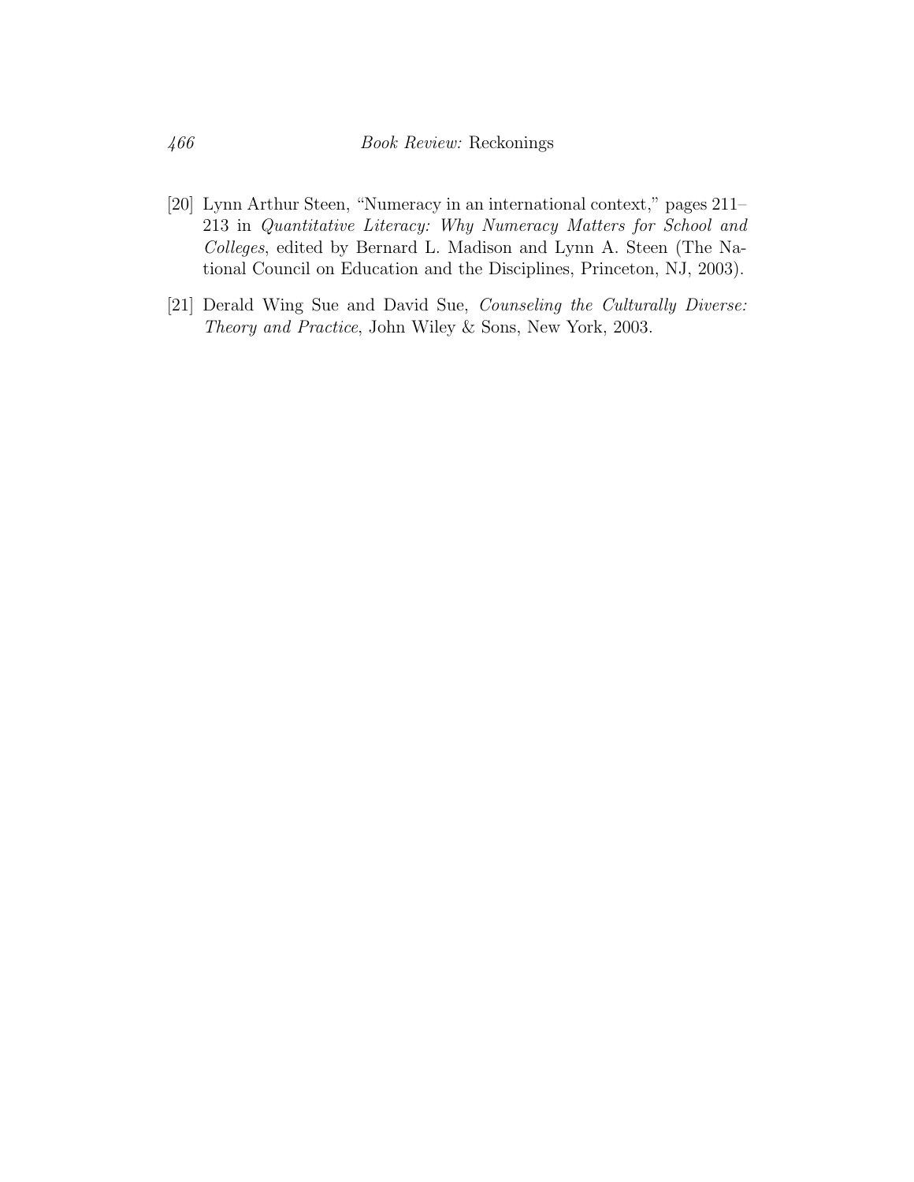[20] Lynn Arthur Steen, "Numeracy in an international context," pages 211–213 in *Quantitative Literacy: Why Numeracy Matters for School and Colleges*, edited by Bernard L. Madison and Lynn A. Steen (The National Council on Education and the Disciplines, Princeton, NJ, 2003).

[21] Derald Wing Sue and David Sue, *Counseling the Culturally Diverse: Theory and Practice*, John Wiley & Sons, New York, 2003.